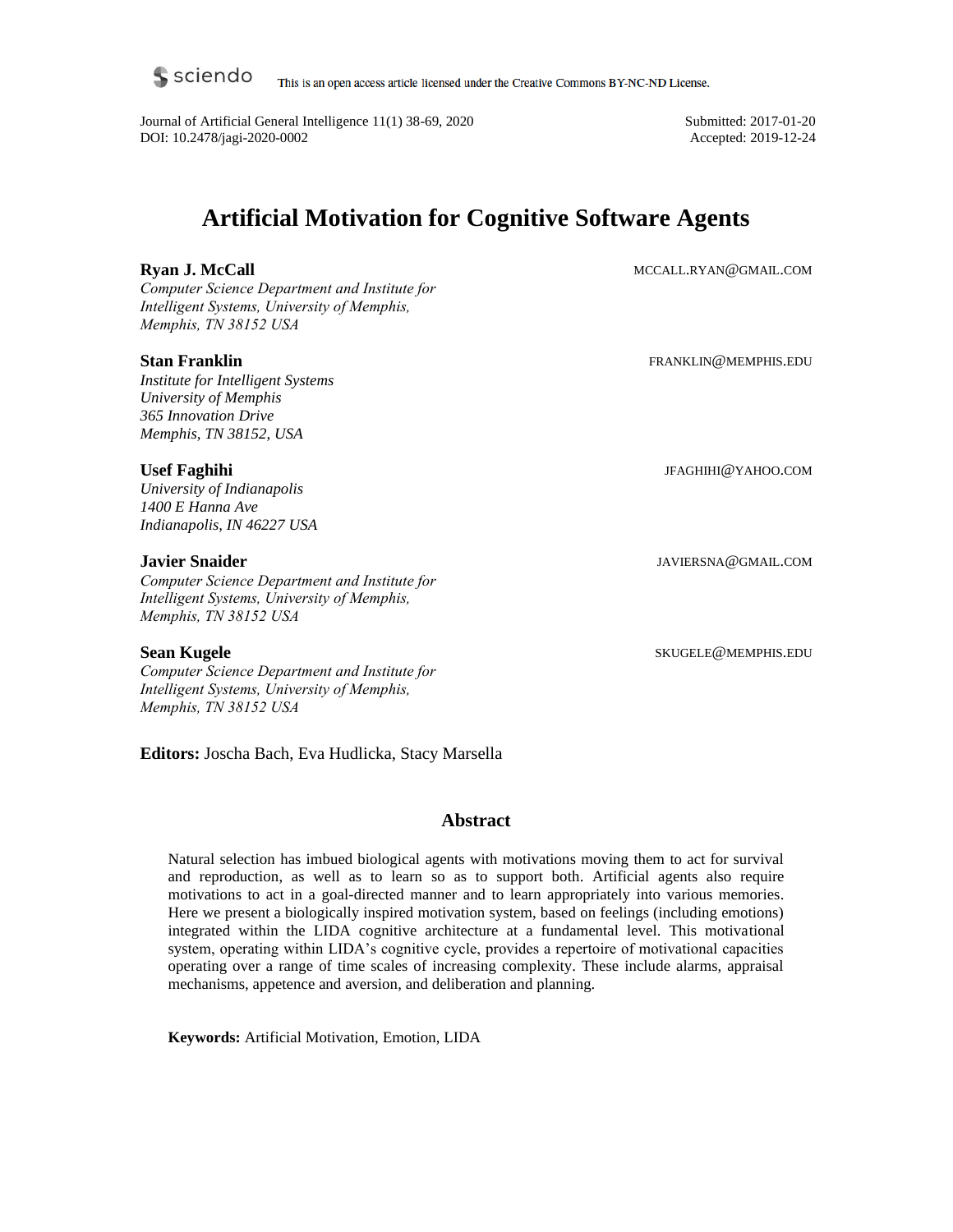This is an open access article licensed under the Creative Commons BY-NC-ND License.

Journal of Artificial General Intelligence 11(1) 38-69, 2020
DOI: 10.2478/jagi-2020-0002

Submitted: 2017-01-20
Accepted: 2019-12-24

# Artificial Motivation for Cognitive Software Agents

**Ryan J. McCall** MCCALL.RYAN@GMAIL.COM
*Computer Science Department and Institute for Intelligent Systems, University of Memphis, Memphis, TN 38152 USA*

**Stan Franklin** FRANKLIN@MEMPHIS.EDU
*Institute for Intelligent Systems*
*University of Memphis*
*365 Innovation Drive*
*Memphis, TN 38152, USA*

**Usef Faghihi** JFAGHIHI@YAHOO.COM
*University of Indianapolis*
*1400 E Hanna Ave*
*Indianapolis, IN 46227 USA*

**Javier Snaider** JAVIERSNA@GMAIL.COM
*Computer Science Department and Institute for Intelligent Systems, University of Memphis, Memphis, TN 38152 USA*

**Sean Kugele** SKUGELE@MEMPHIS.EDU
*Computer Science Department and Institute for Intelligent Systems, University of Memphis, Memphis, TN 38152 USA*

**Editors:** Joscha Bach, Eva Hudlicka, Stacy Marsella

## Abstract

Natural selection has imbued biological agents with motivations moving them to act for survival and reproduction, as well as to learn so as to support both. Artificial agents also require motivations to act in a goal-directed manner and to learn appropriately into various memories. Here we present a biologically inspired motivation system, based on feelings (including emotions) integrated within the LIDA cognitive architecture at a fundamental level. This motivational system, operating within LIDA's cognitive cycle, provides a repertoire of motivational capacities operating over a range of time scales of increasing complexity. These include alarms, appraisal mechanisms, appetence and aversion, and deliberation and planning.

**Keywords:** Artificial Motivation, Emotion, LIDA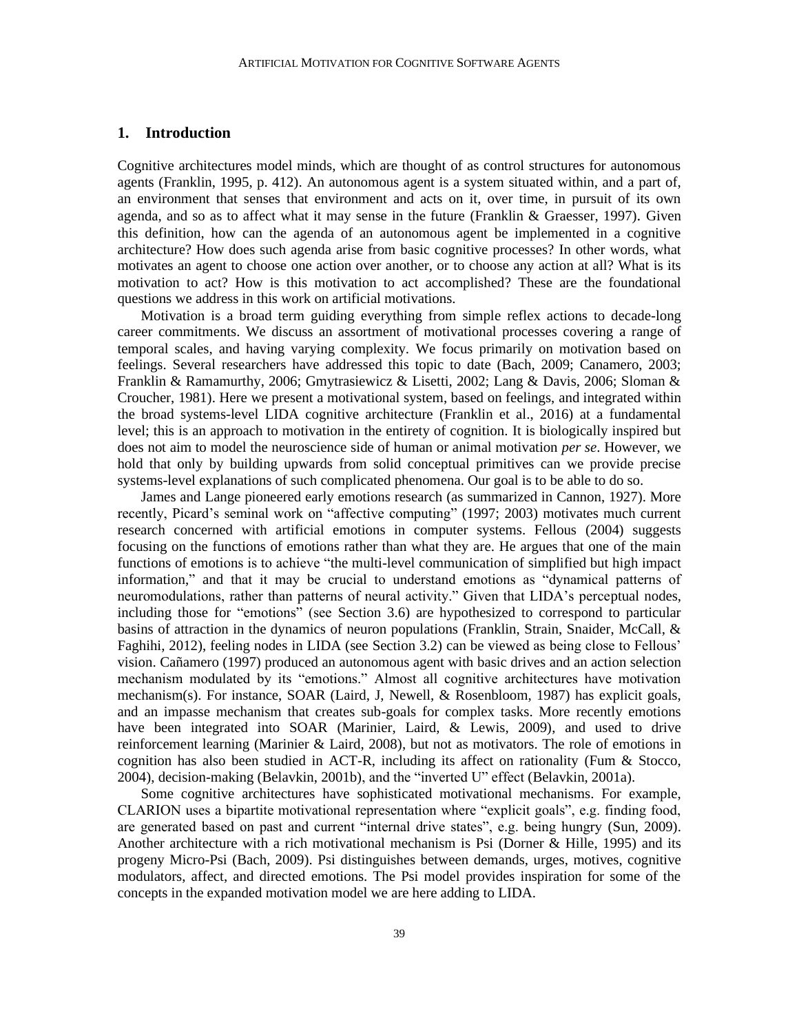## 1. Introduction

Cognitive architectures model minds, which are thought of as control structures for autonomous agents (Franklin, 1995, p. 412). An autonomous agent is a system situated within, and a part of, an environment that senses that environment and acts on it, over time, in pursuit of its own agenda, and so as to affect what it may sense in the future (Franklin & Graesser, 1997). Given this definition, how can the agenda of an autonomous agent be implemented in a cognitive architecture? How does such agenda arise from basic cognitive processes? In other words, what motivates an agent to choose one action over another, or to choose any action at all? What is its motivation to act? How is this motivation to act accomplished? These are the foundational questions we address in this work on artificial motivations.

Motivation is a broad term guiding everything from simple reflex actions to decade-long career commitments. We discuss an assortment of motivational processes covering a range of temporal scales, and having varying complexity. We focus primarily on motivation based on feelings. Several researchers have addressed this topic to date (Bach, 2009; Canamero, 2003; Franklin & Ramamurthy, 2006; Gmytrasiewicz & Lisetti, 2002; Lang & Davis, 2006; Sloman & Croucher, 1981). Here we present a motivational system, based on feelings, and integrated within the broad systems-level LIDA cognitive architecture (Franklin et al., 2016) at a fundamental level; this is an approach to motivation in the entirety of cognition. It is biologically inspired but does not aim to model the neuroscience side of human or animal motivation *per se*. However, we hold that only by building upwards from solid conceptual primitives can we provide precise systems-level explanations of such complicated phenomena. Our goal is to be able to do so.

James and Lange pioneered early emotions research (as summarized in Cannon, 1927). More recently, Picard's seminal work on "affective computing" (1997; 2003) motivates much current research concerned with artificial emotions in computer systems. Fellous (2004) suggests focusing on the functions of emotions rather than what they are. He argues that one of the main functions of emotions is to achieve "the multi-level communication of simplified but high impact information," and that it may be crucial to understand emotions as "dynamical patterns of neuromodulations, rather than patterns of neural activity." Given that LIDA's perceptual nodes, including those for "emotions" (see Section 3.6) are hypothesized to correspond to particular basins of attraction in the dynamics of neuron populations (Franklin, Strain, Snaider, McCall, & Faghihi, 2012), feeling nodes in LIDA (see Section 3.2) can be viewed as being close to Fellous' vision. Cañamero (1997) produced an autonomous agent with basic drives and an action selection mechanism modulated by its "emotions." Almost all cognitive architectures have motivation mechanism(s). For instance, SOAR (Laird, J, Newell, & Rosenbloom, 1987) has explicit goals, and an impasse mechanism that creates sub-goals for complex tasks. More recently emotions have been integrated into SOAR (Marinier, Laird, & Lewis, 2009), and used to drive reinforcement learning (Marinier & Laird, 2008), but not as motivators. The role of emotions in cognition has also been studied in ACT-R, including its affect on rationality (Fum & Stocco, 2004), decision-making (Belavkin, 2001b), and the "inverted U" effect (Belavkin, 2001a).

Some cognitive architectures have sophisticated motivational mechanisms. For example, CLARION uses a bipartite motivational representation where "explicit goals", e.g. finding food, are generated based on past and current "internal drive states", e.g. being hungry (Sun, 2009). Another architecture with a rich motivational mechanism is Psi (Dorner & Hille, 1995) and its progeny Micro-Psi (Bach, 2009). Psi distinguishes between demands, urges, motives, cognitive modulators, affect, and directed emotions. The Psi model provides inspiration for some of the concepts in the expanded motivation model we are here adding to LIDA.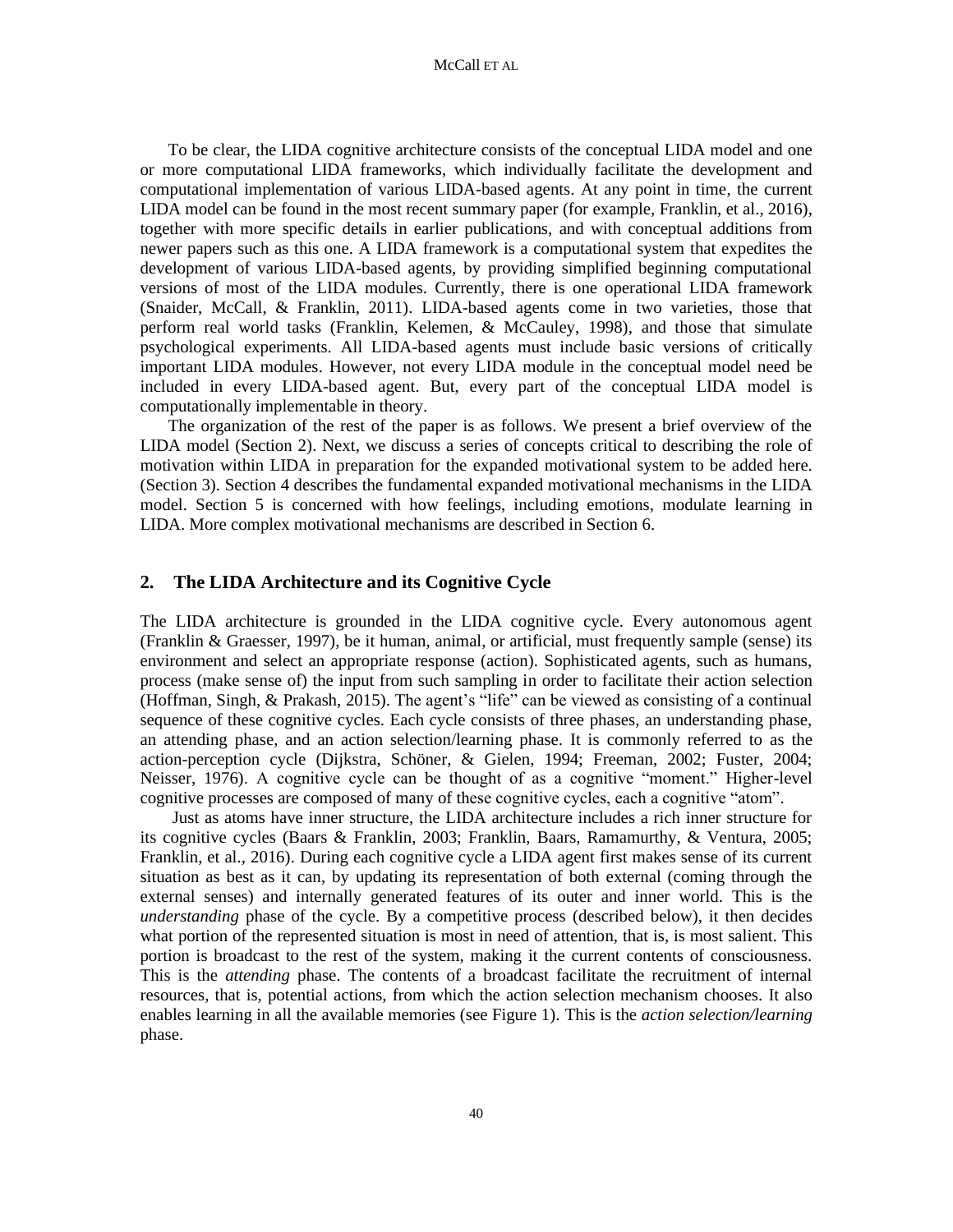To be clear, the LIDA cognitive architecture consists of the conceptual LIDA model and one or more computational LIDA frameworks, which individually facilitate the development and computational implementation of various LIDA-based agents. At any point in time, the current LIDA model can be found in the most recent summary paper (for example, Franklin, et al., 2016), together with more specific details in earlier publications, and with conceptual additions from newer papers such as this one. A LIDA framework is a computational system that expedites the development of various LIDA-based agents, by providing simplified beginning computational versions of most of the LIDA modules. Currently, there is one operational LIDA framework (Snaider, McCall, & Franklin, 2011). LIDA-based agents come in two varieties, those that perform real world tasks (Franklin, Kelemen, & McCauley, 1998), and those that simulate psychological experiments. All LIDA-based agents must include basic versions of critically important LIDA modules. However, not every LIDA module in the conceptual model need be included in every LIDA-based agent. But, every part of the conceptual LIDA model is computationally implementable in theory.

The organization of the rest of the paper is as follows. We present a brief overview of the LIDA model (Section 2). Next, we discuss a series of concepts critical to describing the role of motivation within LIDA in preparation for the expanded motivational system to be added here. (Section 3). Section 4 describes the fundamental expanded motivational mechanisms in the LIDA model. Section 5 is concerned with how feelings, including emotions, modulate learning in LIDA. More complex motivational mechanisms are described in Section 6.

## 2. The LIDA Architecture and its Cognitive Cycle

The LIDA architecture is grounded in the LIDA cognitive cycle. Every autonomous agent (Franklin & Graesser, 1997), be it human, animal, or artificial, must frequently sample (sense) its environment and select an appropriate response (action). Sophisticated agents, such as humans, process (make sense of) the input from such sampling in order to facilitate their action selection (Hoffman, Singh, & Prakash, 2015). The agent's "life" can be viewed as consisting of a continual sequence of these cognitive cycles. Each cycle consists of three phases, an understanding phase, an attending phase, and an action selection/learning phase. It is commonly referred to as the action-perception cycle (Dijkstra, Schöner, & Gielen, 1994; Freeman, 2002; Fuster, 2004; Neisser, 1976). A cognitive cycle can be thought of as a cognitive "moment." Higher-level cognitive processes are composed of many of these cognitive cycles, each a cognitive "atom".

Just as atoms have inner structure, the LIDA architecture includes a rich inner structure for its cognitive cycles (Baars & Franklin, 2003; Franklin, Baars, Ramamurthy, & Ventura, 2005; Franklin, et al., 2016). During each cognitive cycle a LIDA agent first makes sense of its current situation as best as it can, by updating its representation of both external (coming through the external senses) and internally generated features of its outer and inner world. This is the *understanding* phase of the cycle. By a competitive process (described below), it then decides what portion of the represented situation is most in need of attention, that is, is most salient. This portion is broadcast to the rest of the system, making it the current contents of consciousness. This is the *attending* phase. The contents of a broadcast facilitate the recruitment of internal resources, that is, potential actions, from which the action selection mechanism chooses. It also enables learning in all the available memories (see Figure 1). This is the *action selection/learning* phase.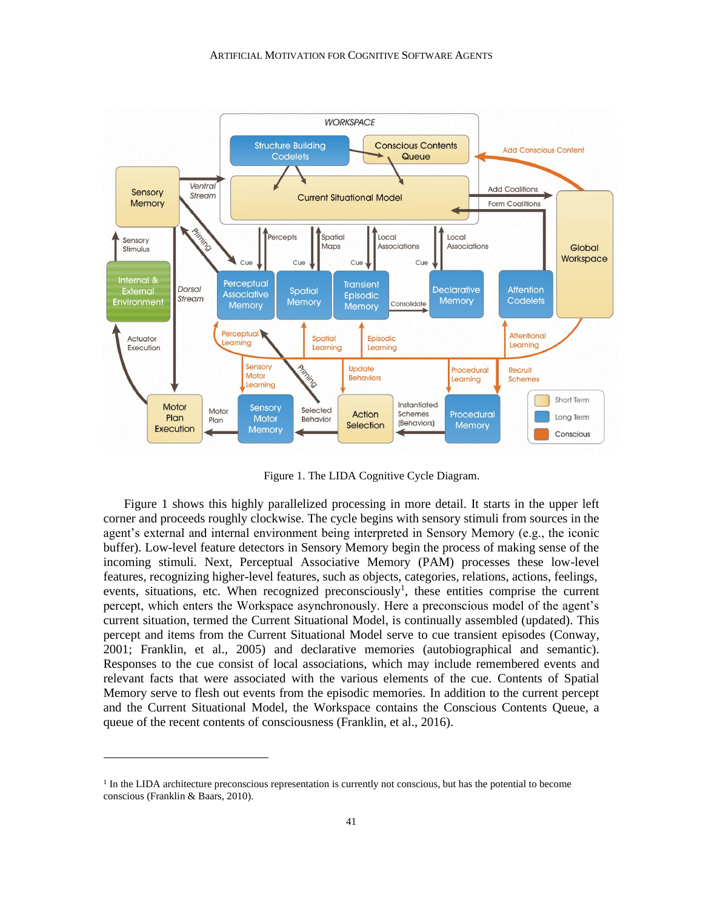Figure 1. The LIDA Cognitive Cycle Diagram.

Figure 1 shows this highly parallelized processing in more detail. It starts in the upper left corner and proceeds roughly clockwise. The cycle begins with sensory stimuli from sources in the agent's external and internal environment being interpreted in Sensory Memory (e.g., the iconic buffer). Low-level feature detectors in Sensory Memory begin the process of making sense of the incoming stimuli. Next, Perceptual Associative Memory (PAM) processes these low-level features, recognizing higher-level features, such as objects, categories, relations, actions, feelings, events, situations, etc. When recognized preconsciously[1], these entities comprise the current percept, which enters the Workspace asynchronously. Here a preconscious model of the agent's current situation, termed the Current Situational Model, is continually assembled (updated). This percept and items from the Current Situational Model serve to cue transient episodes (Conway, 2001; Franklin, et al., 2005) and declarative memories (autobiographical and semantic). Responses to the cue consist of local associations, which may include remembered events and relevant facts that were associated with the various elements of the cue. Contents of Spatial Memory serve to flesh out events from the episodic memories. In addition to the current percept and the Current Situational Model, the Workspace contains the Conscious Contents Queue, a queue of the recent contents of consciousness (Franklin, et al., 2016).

[1] In the LIDA architecture preconscious representation is currently not conscious, but has the potential to become conscious (Franklin & Baars, 2010).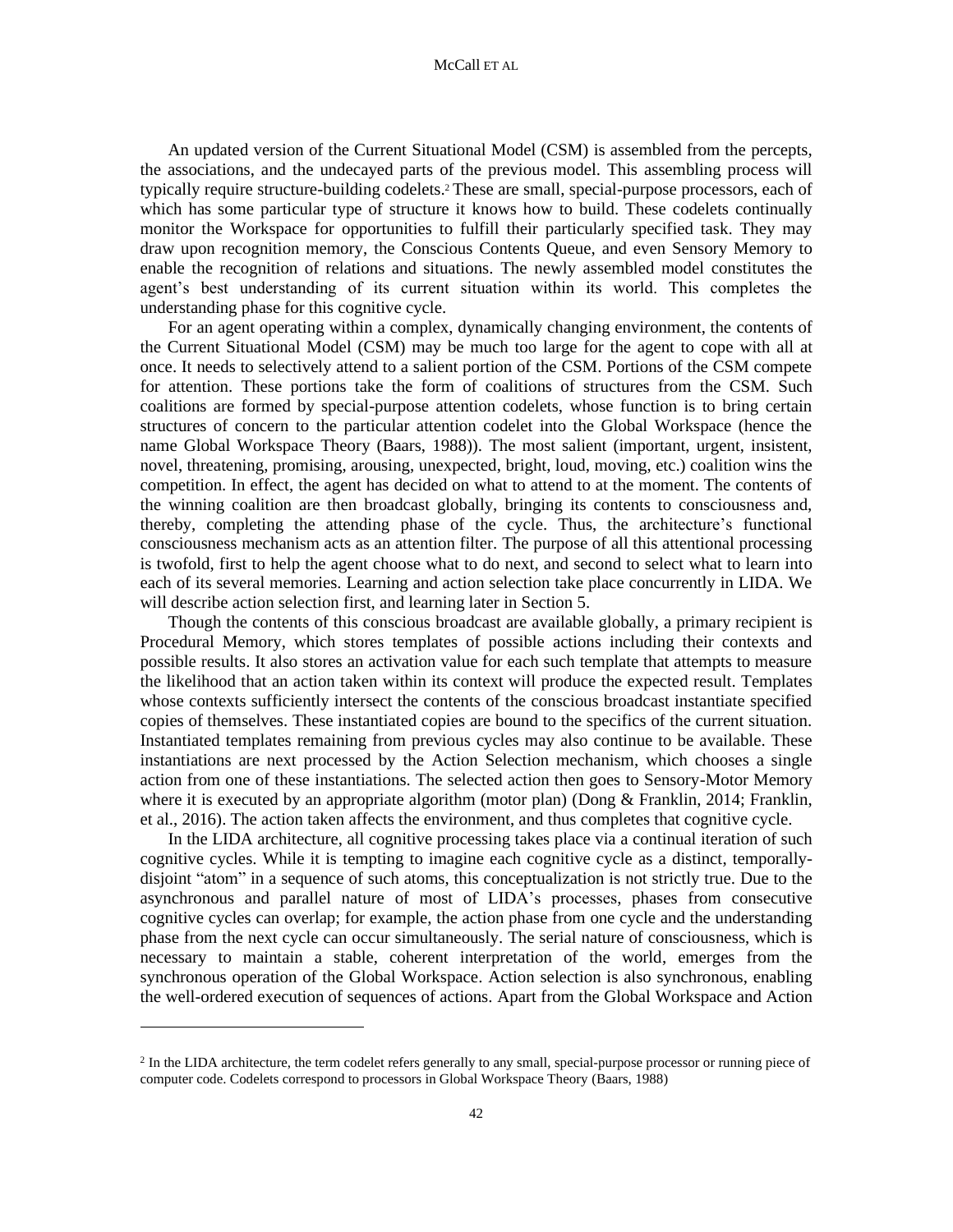An updated version of the Current Situational Model (CSM) is assembled from the percepts, the associations, and the undecayed parts of the previous model. This assembling process will typically require structure-building codelets.[2] These are small, special-purpose processors, each of which has some particular type of structure it knows how to build. These codelets continually monitor the Workspace for opportunities to fulfill their particularly specified task. They may draw upon recognition memory, the Conscious Contents Queue, and even Sensory Memory to enable the recognition of relations and situations. The newly assembled model constitutes the agent's best understanding of its current situation within its world. This completes the understanding phase for this cognitive cycle.

For an agent operating within a complex, dynamically changing environment, the contents of the Current Situational Model (CSM) may be much too large for the agent to cope with all at once. It needs to selectively attend to a salient portion of the CSM. Portions of the CSM compete for attention. These portions take the form of coalitions of structures from the CSM. Such coalitions are formed by special-purpose attention codelets, whose function is to bring certain structures of concern to the particular attention codelet into the Global Workspace (hence the name Global Workspace Theory (Baars, 1988)). The most salient (important, urgent, insistent, novel, threatening, promising, arousing, unexpected, bright, loud, moving, etc.) coalition wins the competition. In effect, the agent has decided on what to attend to at the moment. The contents of the winning coalition are then broadcast globally, bringing its contents to consciousness and, thereby, completing the attending phase of the cycle. Thus, the architecture's functional consciousness mechanism acts as an attention filter. The purpose of all this attentional processing is twofold, first to help the agent choose what to do next, and second to select what to learn into each of its several memories. Learning and action selection take place concurrently in LIDA. We will describe action selection first, and learning later in Section 5.

Though the contents of this conscious broadcast are available globally, a primary recipient is Procedural Memory, which stores templates of possible actions including their contexts and possible results. It also stores an activation value for each such template that attempts to measure the likelihood that an action taken within its context will produce the expected result. Templates whose contexts sufficiently intersect the contents of the conscious broadcast instantiate specified copies of themselves. These instantiated copies are bound to the specifics of the current situation. Instantiated templates remaining from previous cycles may also continue to be available. These instantiations are next processed by the Action Selection mechanism, which chooses a single action from one of these instantiations. The selected action then goes to Sensory-Motor Memory where it is executed by an appropriate algorithm (motor plan) (Dong & Franklin, 2014; Franklin, et al., 2016). The action taken affects the environment, and thus completes that cognitive cycle.

In the LIDA architecture, all cognitive processing takes place via a continual iteration of such cognitive cycles. While it is tempting to imagine each cognitive cycle as a distinct, temporally-disjoint "atom" in a sequence of such atoms, this conceptualization is not strictly true. Due to the asynchronous and parallel nature of most of LIDA's processes, phases from consecutive cognitive cycles can overlap; for example, the action phase from one cycle and the understanding phase from the next cycle can occur simultaneously. The serial nature of consciousness, which is necessary to maintain a stable, coherent interpretation of the world, emerges from the synchronous operation of the Global Workspace. Action selection is also synchronous, enabling the well-ordered execution of sequences of actions. Apart from the Global Workspace and Action

---

[2] In the LIDA architecture, the term codelet refers generally to any small, special-purpose processor or running piece of computer code. Codelets correspond to processors in Global Workspace Theory (Baars, 1988)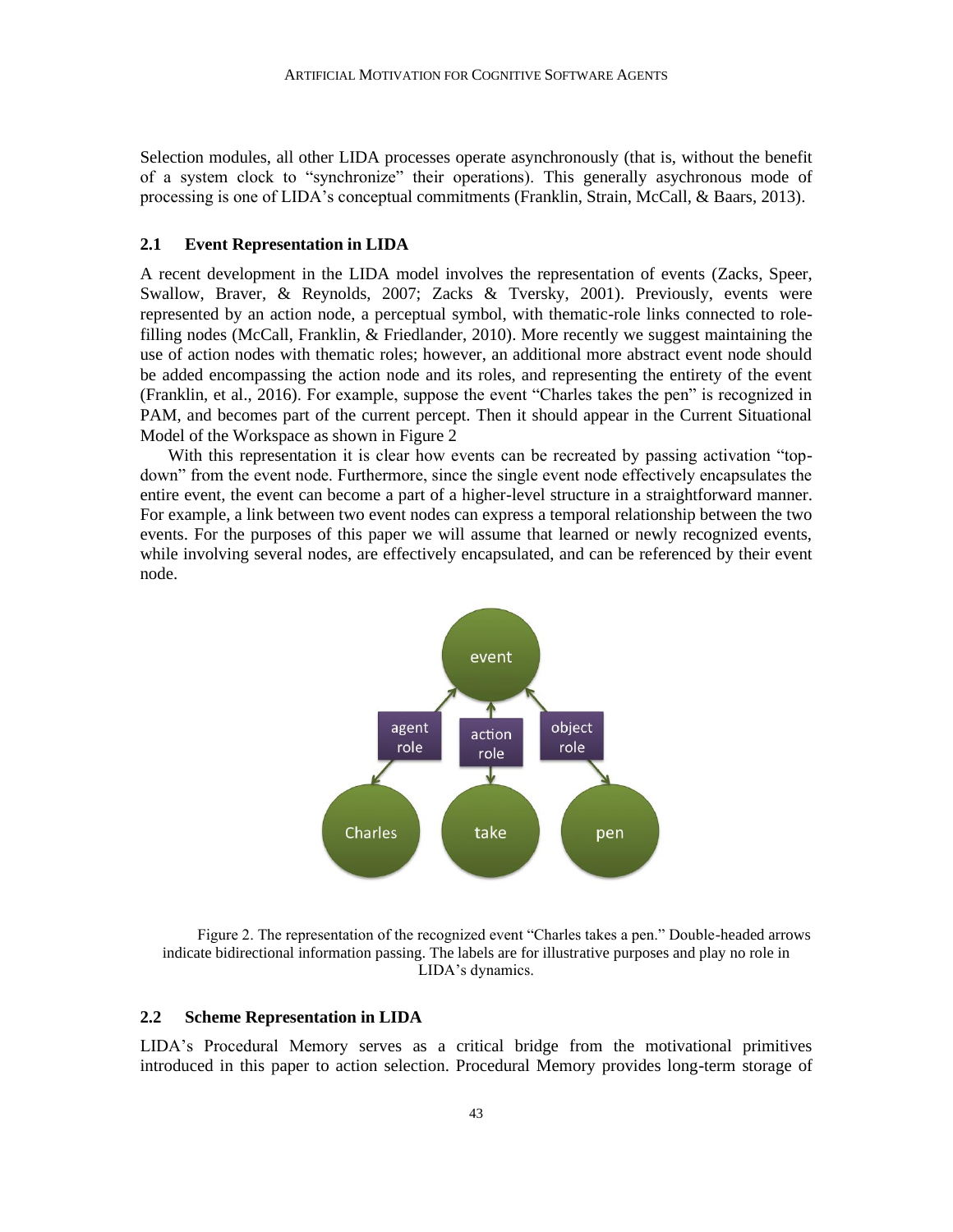Selection modules, all other LIDA processes operate asynchronously (that is, without the benefit of a system clock to "synchronize" their operations). This generally asychronous mode of processing is one of LIDA's conceptual commitments (Franklin, Strain, McCall, & Baars, 2013).

### 2.1 Event Representation in LIDA

A recent development in the LIDA model involves the representation of events (Zacks, Speer, Swallow, Braver, & Reynolds, 2007; Zacks & Tversky, 2001). Previously, events were represented by an action node, a perceptual symbol, with thematic-role links connected to role-filling nodes (McCall, Franklin, & Friedlander, 2010). More recently we suggest maintaining the use of action nodes with thematic roles; however, an additional more abstract event node should be added encompassing the action node and its roles, and representing the entirety of the event (Franklin, et al., 2016). For example, suppose the event "Charles takes the pen" is recognized in PAM, and becomes part of the current percept. Then it should appear in the Current Situational Model of the Workspace as shown in Figure 2

With this representation it is clear how events can be recreated by passing activation "top-down" from the event node. Furthermore, since the single event node effectively encapsulates the entire event, the event can become a part of a higher-level structure in a straightforward manner. For example, a link between two event nodes can express a temporal relationship between the two events. For the purposes of this paper we will assume that learned or newly recognized events, while involving several nodes, are effectively encapsulated, and can be referenced by their event node.

Figure 2. The representation of the recognized event "Charles takes a pen." Double-headed arrows indicate bidirectional information passing. The labels are for illustrative purposes and play no role in LIDA's dynamics.

### 2.2 Scheme Representation in LIDA

LIDA's Procedural Memory serves as a critical bridge from the motivational primitives introduced in this paper to action selection. Procedural Memory provides long-term storage of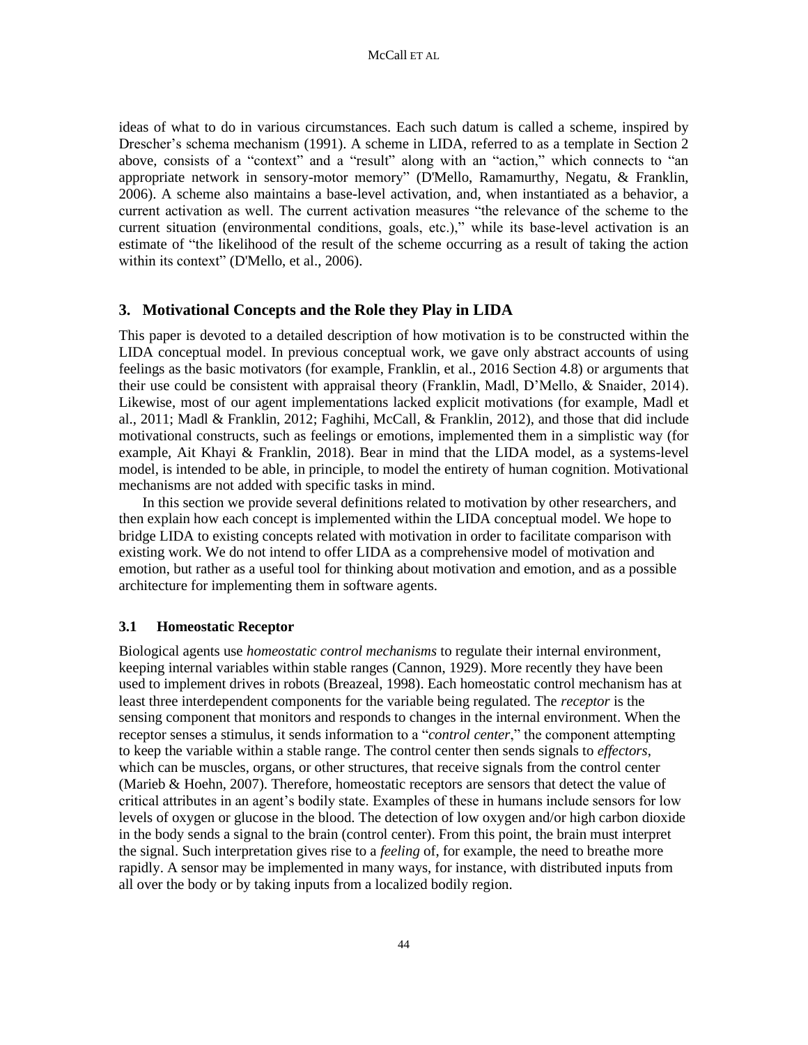ideas of what to do in various circumstances. Each such datum is called a scheme, inspired by Drescher's schema mechanism (1991). A scheme in LIDA, referred to as a template in Section 2 above, consists of a "context" and a "result" along with an "action," which connects to "an appropriate network in sensory-motor memory" (D'Mello, Ramamurthy, Negatu, & Franklin, 2006). A scheme also maintains a base-level activation, and, when instantiated as a behavior, a current activation as well. The current activation measures "the relevance of the scheme to the current situation (environmental conditions, goals, etc.)," while its base-level activation is an estimate of "the likelihood of the result of the scheme occurring as a result of taking the action within its context" (D'Mello, et al., 2006).

## 3. Motivational Concepts and the Role they Play in LIDA

This paper is devoted to a detailed description of how motivation is to be constructed within the LIDA conceptual model. In previous conceptual work, we gave only abstract accounts of using feelings as the basic motivators (for example, Franklin, et al., 2016 Section 4.8) or arguments that their use could be consistent with appraisal theory (Franklin, Madl, D'Mello, & Snaider, 2014). Likewise, most of our agent implementations lacked explicit motivations (for example, Madl et al., 2011; Madl & Franklin, 2012; Faghihi, McCall, & Franklin, 2012), and those that did include motivational constructs, such as feelings or emotions, implemented them in a simplistic way (for example, Ait Khayi & Franklin, 2018). Bear in mind that the LIDA model, as a systems-level model, is intended to be able, in principle, to model the entirety of human cognition. Motivational mechanisms are not added with specific tasks in mind.

In this section we provide several definitions related to motivation by other researchers, and then explain how each concept is implemented within the LIDA conceptual model. We hope to bridge LIDA to existing concepts related with motivation in order to facilitate comparison with existing work. We do not intend to offer LIDA as a comprehensive model of motivation and emotion, but rather as a useful tool for thinking about motivation and emotion, and as a possible architecture for implementing them in software agents.

### 3.1 Homeostatic Receptor

Biological agents use *homeostatic control mechanisms* to regulate their internal environment, keeping internal variables within stable ranges (Cannon, 1929). More recently they have been used to implement drives in robots (Breazeal, 1998). Each homeostatic control mechanism has at least three interdependent components for the variable being regulated. The *receptor* is the sensing component that monitors and responds to changes in the internal environment. When the receptor senses a stimulus, it sends information to a "*control center*," the component attempting to keep the variable within a stable range. The control center then sends signals to *effectors*, which can be muscles, organs, or other structures, that receive signals from the control center (Marieb & Hoehn, 2007). Therefore, homeostatic receptors are sensors that detect the value of critical attributes in an agent's bodily state. Examples of these in humans include sensors for low levels of oxygen or glucose in the blood. The detection of low oxygen and/or high carbon dioxide in the body sends a signal to the brain (control center). From this point, the brain must interpret the signal. Such interpretation gives rise to a *feeling* of, for example, the need to breathe more rapidly. A sensor may be implemented in many ways, for instance, with distributed inputs from all over the body or by taking inputs from a localized bodily region.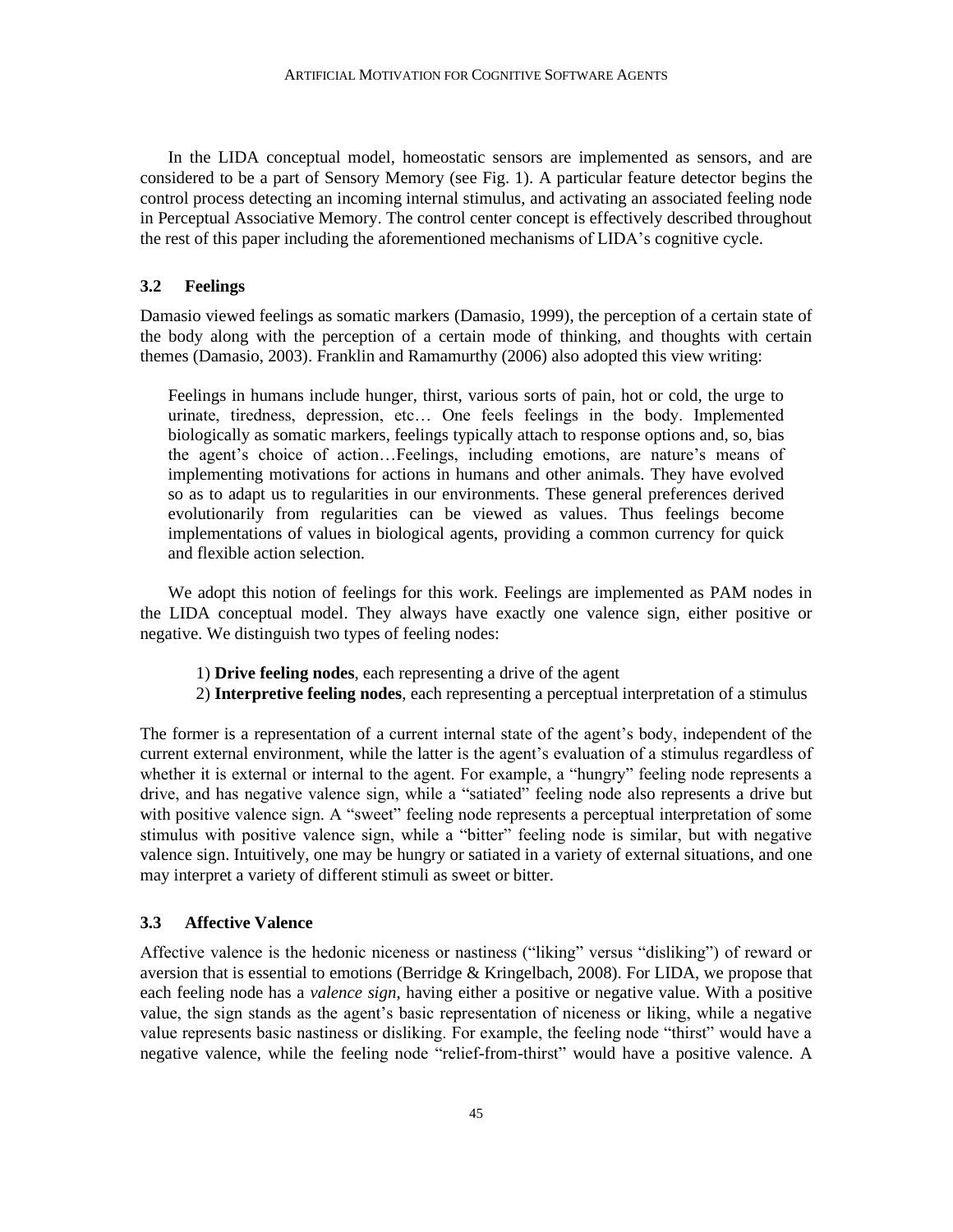In the LIDA conceptual model, homeostatic sensors are implemented as sensors, and are considered to be a part of Sensory Memory (see Fig. 1). A particular feature detector begins the control process detecting an incoming internal stimulus, and activating an associated feeling node in Perceptual Associative Memory. The control center concept is effectively described throughout the rest of this paper including the aforementioned mechanisms of LIDA's cognitive cycle.

### 3.2 Feelings

Damasio viewed feelings as somatic markers (Damasio, 1999), the perception of a certain state of the body along with the perception of a certain mode of thinking, and thoughts with certain themes (Damasio, 2003). Franklin and Ramamurthy (2006) also adopted this view writing:

> Feelings in humans include hunger, thirst, various sorts of pain, hot or cold, the urge to urinate, tiredness, depression, etc… One feels feelings in the body. Implemented biologically as somatic markers, feelings typically attach to response options and, so, bias the agent's choice of action…Feelings, including emotions, are nature's means of implementing motivations for actions in humans and other animals. They have evolved so as to adapt us to regularities in our environments. These general preferences derived evolutionarily from regularities can be viewed as values. Thus feelings become implementations of values in biological agents, providing a common currency for quick and flexible action selection.

We adopt this notion of feelings for this work. Feelings are implemented as PAM nodes in the LIDA conceptual model. They always have exactly one valence sign, either positive or negative. We distinguish two types of feeling nodes:

1) **Drive feeling nodes**, each representing a drive of the agent
2) **Interpretive feeling nodes**, each representing a perceptual interpretation of a stimulus

The former is a representation of a current internal state of the agent's body, independent of the current external environment, while the latter is the agent's evaluation of a stimulus regardless of whether it is external or internal to the agent. For example, a "hungry" feeling node represents a drive, and has negative valence sign, while a "satiated" feeling node also represents a drive but with positive valence sign. A "sweet" feeling node represents a perceptual interpretation of some stimulus with positive valence sign, while a "bitter" feeling node is similar, but with negative valence sign. Intuitively, one may be hungry or satiated in a variety of external situations, and one may interpret a variety of different stimuli as sweet or bitter.

### 3.3 Affective Valence

Affective valence is the hedonic niceness or nastiness ("liking" versus "disliking") of reward or aversion that is essential to emotions (Berridge & Kringelbach, 2008). For LIDA, we propose that each feeling node has a *valence sign*, having either a positive or negative value. With a positive value, the sign stands as the agent's basic representation of niceness or liking, while a negative value represents basic nastiness or disliking. For example, the feeling node "thirst" would have a negative valence, while the feeling node "relief-from-thirst" would have a positive valence. A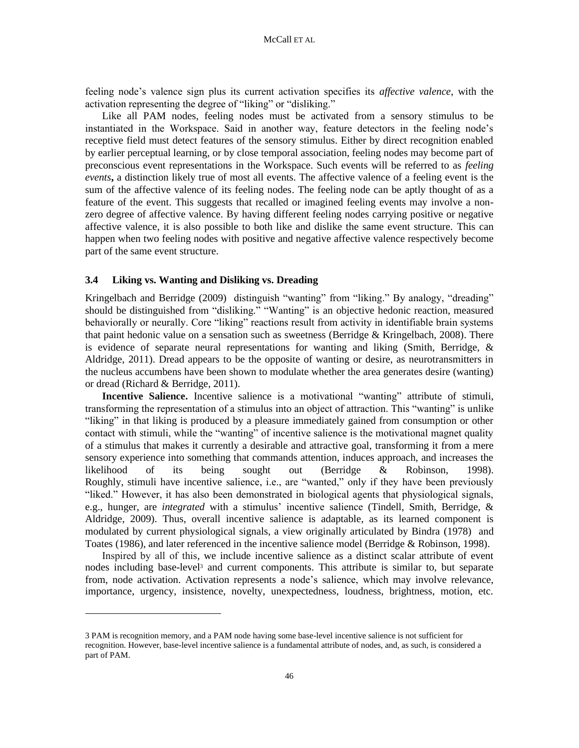feeling node's valence sign plus its current activation specifies its *affective valence*, with the activation representing the degree of "liking" or "disliking."

Like all PAM nodes, feeling nodes must be activated from a sensory stimulus to be instantiated in the Workspace. Said in another way, feature detectors in the feeling node's receptive field must detect features of the sensory stimulus. Either by direct recognition enabled by earlier perceptual learning, or by close temporal association, feeling nodes may become part of preconscious event representations in the Workspace. Such events will be referred to as *feeling events***,** a distinction likely true of most all events. The affective valence of a feeling event is the sum of the affective valence of its feeling nodes. The feeling node can be aptly thought of as a feature of the event. This suggests that recalled or imagined feeling events may involve a non-zero degree of affective valence. By having different feeling nodes carrying positive or negative affective valence, it is also possible to both like and dislike the same event structure. This can happen when two feeling nodes with positive and negative affective valence respectively become part of the same event structure.

### 3.4 Liking vs. Wanting and Disliking vs. Dreading

Kringelbach and Berridge (2009) distinguish "wanting" from "liking." By analogy, "dreading" should be distinguished from "disliking." "Wanting" is an objective hedonic reaction, measured behaviorally or neurally. Core "liking" reactions result from activity in identifiable brain systems that paint hedonic value on a sensation such as sweetness (Berridge & Kringelbach, 2008). There is evidence of separate neural representations for wanting and liking (Smith, Berridge, & Aldridge, 2011). Dread appears to be the opposite of wanting or desire, as neurotransmitters in the nucleus accumbens have been shown to modulate whether the area generates desire (wanting) or dread (Richard & Berridge, 2011).

**Incentive Salience.** Incentive salience is a motivational "wanting" attribute of stimuli, transforming the representation of a stimulus into an object of attraction. This "wanting" is unlike "liking" in that liking is produced by a pleasure immediately gained from consumption or other contact with stimuli, while the "wanting" of incentive salience is the motivational magnet quality of a stimulus that makes it currently a desirable and attractive goal, transforming it from a mere sensory experience into something that commands attention, induces approach, and increases the likelihood of its being sought out (Berridge & Robinson, 1998). Roughly, stimuli have incentive salience, i.e., are "wanted," only if they have been previously "liked." However, it has also been demonstrated in biological agents that physiological signals, e.g., hunger, are *integrated* with a stimulus' incentive salience (Tindell, Smith, Berridge, & Aldridge, 2009). Thus, overall incentive salience is adaptable, as its learned component is modulated by current physiological signals, a view originally articulated by Bindra (1978) and Toates (1986), and later referenced in the incentive salience model (Berridge & Robinson, 1998).

Inspired by all of this, we include incentive salience as a distinct scalar attribute of event nodes including base-level[3] and current components. This attribute is similar to, but separate from, node activation. Activation represents a node's salience, which may involve relevance, importance, urgency, insistence, novelty, unexpectedness, loudness, brightness, motion, etc.

---

3 PAM is recognition memory, and a PAM node having some base-level incentive salience is not sufficient for recognition. However, base-level incentive salience is a fundamental attribute of nodes, and, as such, is considered a part of PAM.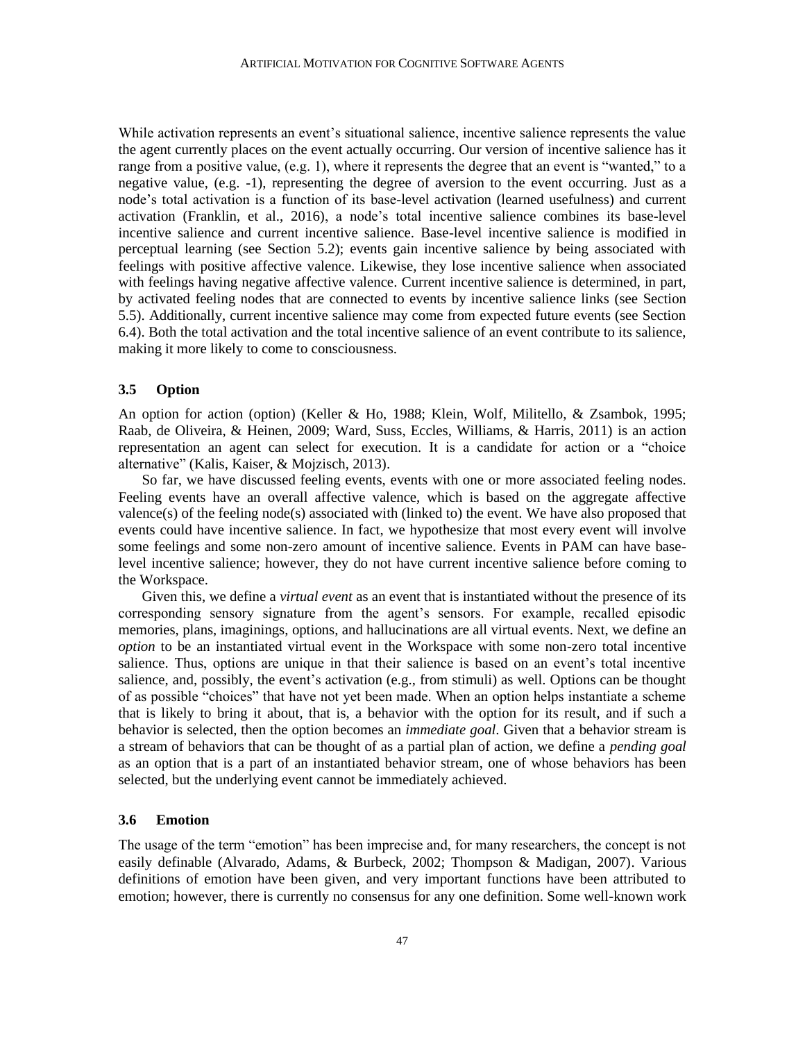While activation represents an event's situational salience, incentive salience represents the value the agent currently places on the event actually occurring. Our version of incentive salience has it range from a positive value, (e.g. 1), where it represents the degree that an event is "wanted," to a negative value, (e.g. -1), representing the degree of aversion to the event occurring. Just as a node's total activation is a function of its base-level activation (learned usefulness) and current activation (Franklin, et al., 2016), a node's total incentive salience combines its base-level incentive salience and current incentive salience. Base-level incentive salience is modified in perceptual learning (see Section 5.2); events gain incentive salience by being associated with feelings with positive affective valence. Likewise, they lose incentive salience when associated with feelings having negative affective valence. Current incentive salience is determined, in part, by activated feeling nodes that are connected to events by incentive salience links (see Section 5.5). Additionally, current incentive salience may come from expected future events (see Section 6.4). Both the total activation and the total incentive salience of an event contribute to its salience, making it more likely to come to consciousness.

### 3.5 Option

An option for action (option) (Keller & Ho, 1988; Klein, Wolf, Militello, & Zsambok, 1995; Raab, de Oliveira, & Heinen, 2009; Ward, Suss, Eccles, Williams, & Harris, 2011) is an action representation an agent can select for execution. It is a candidate for action or a "choice alternative" (Kalis, Kaiser, & Mojzisch, 2013).

So far, we have discussed feeling events, events with one or more associated feeling nodes. Feeling events have an overall affective valence, which is based on the aggregate affective valence(s) of the feeling node(s) associated with (linked to) the event. We have also proposed that events could have incentive salience. In fact, we hypothesize that most every event will involve some feelings and some non-zero amount of incentive salience. Events in PAM can have base-level incentive salience; however, they do not have current incentive salience before coming to the Workspace.

Given this, we define a *virtual event* as an event that is instantiated without the presence of its corresponding sensory signature from the agent's sensors. For example, recalled episodic memories, plans, imaginings, options, and hallucinations are all virtual events. Next, we define an *option* to be an instantiated virtual event in the Workspace with some non-zero total incentive salience. Thus, options are unique in that their salience is based on an event's total incentive salience, and, possibly, the event's activation (e.g., from stimuli) as well. Options can be thought of as possible "choices" that have not yet been made. When an option helps instantiate a scheme that is likely to bring it about, that is, a behavior with the option for its result, and if such a behavior is selected, then the option becomes an *immediate goal*. Given that a behavior stream is a stream of behaviors that can be thought of as a partial plan of action, we define a *pending goal* as an option that is a part of an instantiated behavior stream, one of whose behaviors has been selected, but the underlying event cannot be immediately achieved.

### 3.6 Emotion

The usage of the term "emotion" has been imprecise and, for many researchers, the concept is not easily definable (Alvarado, Adams, & Burbeck, 2002; Thompson & Madigan, 2007). Various definitions of emotion have been given, and very important functions have been attributed to emotion; however, there is currently no consensus for any one definition. Some well-known work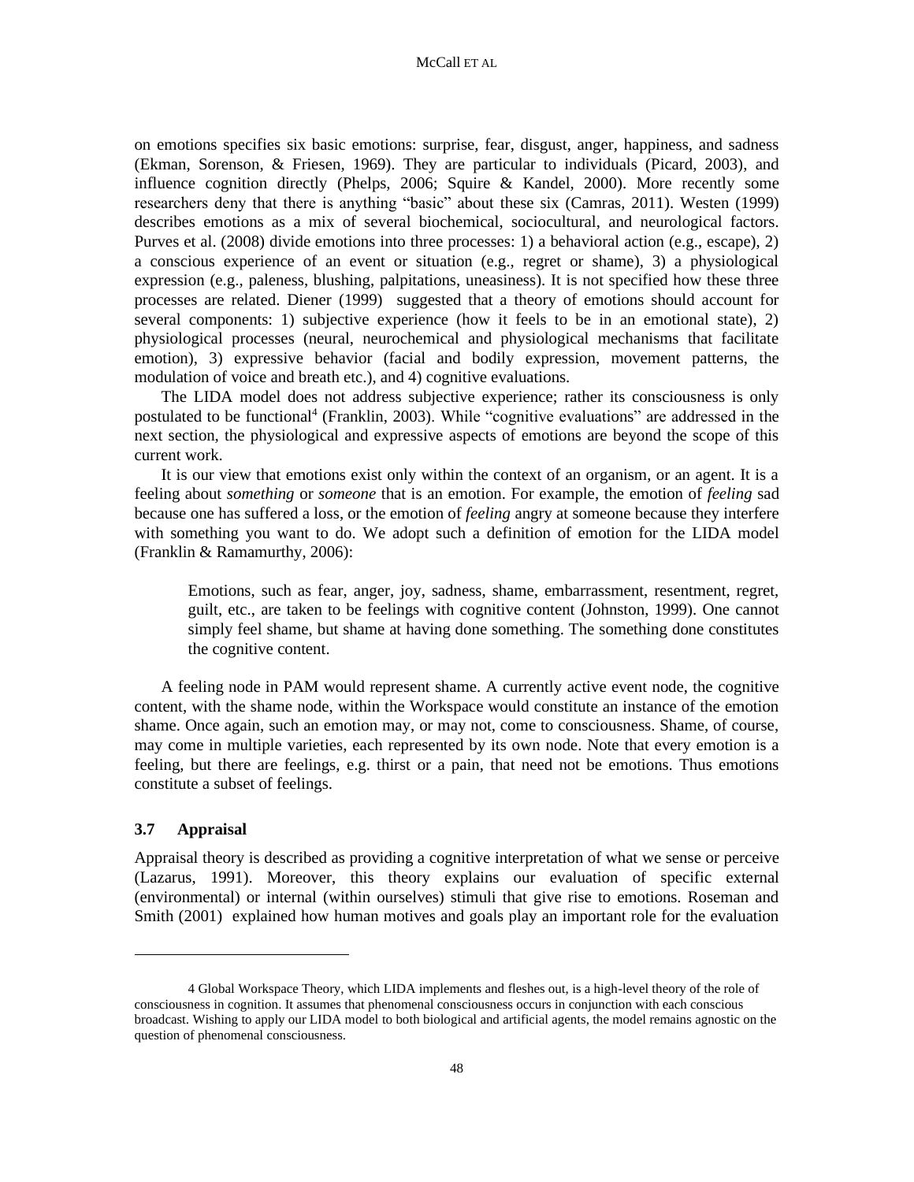on emotions specifies six basic emotions: surprise, fear, disgust, anger, happiness, and sadness (Ekman, Sorenson, & Friesen, 1969). They are particular to individuals (Picard, 2003), and influence cognition directly (Phelps, 2006; Squire & Kandel, 2000). More recently some researchers deny that there is anything "basic" about these six (Camras, 2011). Westen (1999) describes emotions as a mix of several biochemical, sociocultural, and neurological factors. Purves et al. (2008) divide emotions into three processes: 1) a behavioral action (e.g., escape), 2) a conscious experience of an event or situation (e.g., regret or shame), 3) a physiological expression (e.g., paleness, blushing, palpitations, uneasiness). It is not specified how these three processes are related. Diener (1999) suggested that a theory of emotions should account for several components: 1) subjective experience (how it feels to be in an emotional state), 2) physiological processes (neural, neurochemical and physiological mechanisms that facilitate emotion), 3) expressive behavior (facial and bodily expression, movement patterns, the modulation of voice and breath etc.), and 4) cognitive evaluations.

The LIDA model does not address subjective experience; rather its consciousness is only postulated to be functional[4] (Franklin, 2003). While "cognitive evaluations" are addressed in the next section, the physiological and expressive aspects of emotions are beyond the scope of this current work.

It is our view that emotions exist only within the context of an organism, or an agent. It is a feeling about *something* or *someone* that is an emotion. For example, the emotion of *feeling* sad because one has suffered a loss, or the emotion of *feeling* angry at someone because they interfere with something you want to do. We adopt such a definition of emotion for the LIDA model (Franklin & Ramamurthy, 2006):

> Emotions, such as fear, anger, joy, sadness, shame, embarrassment, resentment, regret, guilt, etc., are taken to be feelings with cognitive content (Johnston, 1999). One cannot simply feel shame, but shame at having done something. The something done constitutes the cognitive content.

A feeling node in PAM would represent shame. A currently active event node, the cognitive content, with the shame node, within the Workspace would constitute an instance of the emotion shame. Once again, such an emotion may, or may not, come to consciousness. Shame, of course, may come in multiple varieties, each represented by its own node. Note that every emotion is a feeling, but there are feelings, e.g. thirst or a pain, that need not be emotions. Thus emotions constitute a subset of feelings.

### 3.7 Appraisal

Appraisal theory is described as providing a cognitive interpretation of what we sense or perceive (Lazarus, 1991). Moreover, this theory explains our evaluation of specific external (environmental) or internal (within ourselves) stimuli that give rise to emotions. Roseman and Smith (2001) explained how human motives and goals play an important role for the evaluation

---

[4] Global Workspace Theory, which LIDA implements and fleshes out, is a high-level theory of the role of consciousness in cognition. It assumes that phenomenal consciousness occurs in conjunction with each conscious broadcast. Wishing to apply our LIDA model to both biological and artificial agents, the model remains agnostic on the question of phenomenal consciousness.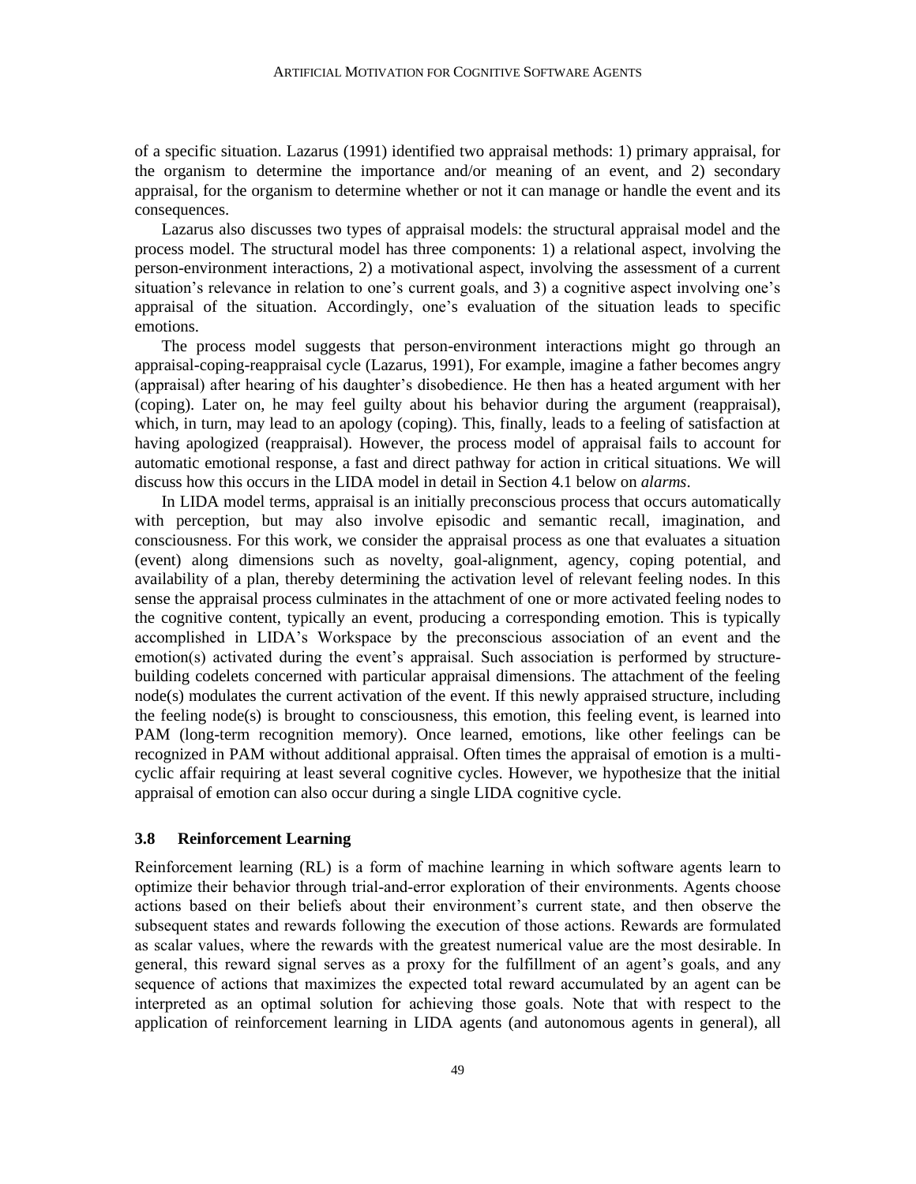of a specific situation. Lazarus (1991) identified two appraisal methods: 1) primary appraisal, for the organism to determine the importance and/or meaning of an event, and 2) secondary appraisal, for the organism to determine whether or not it can manage or handle the event and its consequences.

Lazarus also discusses two types of appraisal models: the structural appraisal model and the process model. The structural model has three components: 1) a relational aspect, involving the person-environment interactions, 2) a motivational aspect, involving the assessment of a current situation's relevance in relation to one's current goals, and 3) a cognitive aspect involving one's appraisal of the situation. Accordingly, one's evaluation of the situation leads to specific emotions.

The process model suggests that person-environment interactions might go through an appraisal-coping-reappraisal cycle (Lazarus, 1991), For example, imagine a father becomes angry (appraisal) after hearing of his daughter's disobedience. He then has a heated argument with her (coping). Later on, he may feel guilty about his behavior during the argument (reappraisal), which, in turn, may lead to an apology (coping). This, finally, leads to a feeling of satisfaction at having apologized (reappraisal). However, the process model of appraisal fails to account for automatic emotional response, a fast and direct pathway for action in critical situations. We will discuss how this occurs in the LIDA model in detail in Section 4.1 below on *alarms*.

In LIDA model terms, appraisal is an initially preconscious process that occurs automatically with perception, but may also involve episodic and semantic recall, imagination, and consciousness. For this work, we consider the appraisal process as one that evaluates a situation (event) along dimensions such as novelty, goal-alignment, agency, coping potential, and availability of a plan, thereby determining the activation level of relevant feeling nodes. In this sense the appraisal process culminates in the attachment of one or more activated feeling nodes to the cognitive content, typically an event, producing a corresponding emotion. This is typically accomplished in LIDA's Workspace by the preconscious association of an event and the emotion(s) activated during the event's appraisal. Such association is performed by structure-building codelets concerned with particular appraisal dimensions. The attachment of the feeling node(s) modulates the current activation of the event. If this newly appraised structure, including the feeling node(s) is brought to consciousness, this emotion, this feeling event, is learned into PAM (long-term recognition memory). Once learned, emotions, like other feelings can be recognized in PAM without additional appraisal. Often times the appraisal of emotion is a multi-cyclic affair requiring at least several cognitive cycles. However, we hypothesize that the initial appraisal of emotion can also occur during a single LIDA cognitive cycle.

### 3.8 Reinforcement Learning

Reinforcement learning (RL) is a form of machine learning in which software agents learn to optimize their behavior through trial-and-error exploration of their environments. Agents choose actions based on their beliefs about their environment's current state, and then observe the subsequent states and rewards following the execution of those actions. Rewards are formulated as scalar values, where the rewards with the greatest numerical value are the most desirable. In general, this reward signal serves as a proxy for the fulfillment of an agent's goals, and any sequence of actions that maximizes the expected total reward accumulated by an agent can be interpreted as an optimal solution for achieving those goals. Note that with respect to the application of reinforcement learning in LIDA agents (and autonomous agents in general), all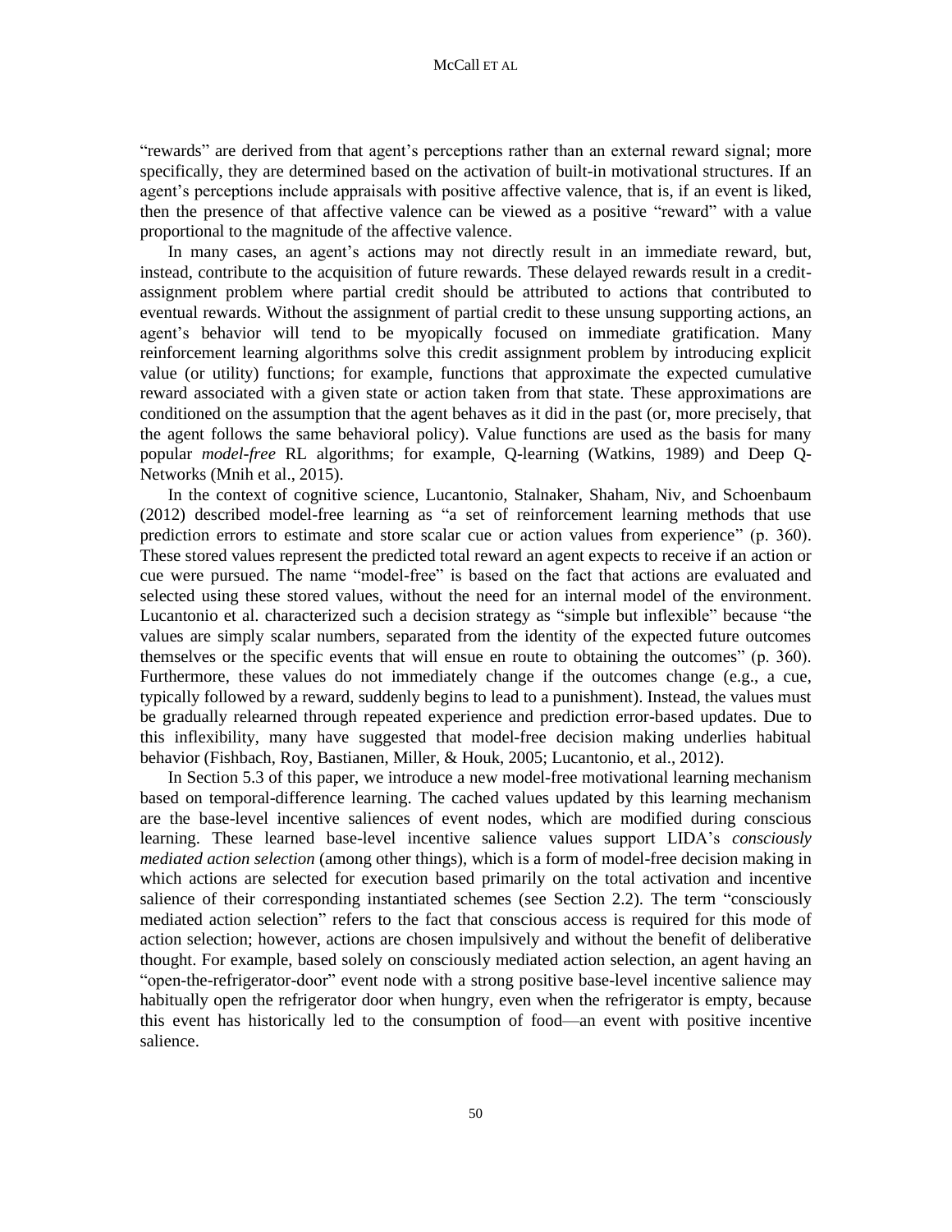"rewards" are derived from that agent's perceptions rather than an external reward signal; more specifically, they are determined based on the activation of built-in motivational structures. If an agent's perceptions include appraisals with positive affective valence, that is, if an event is liked, then the presence of that affective valence can be viewed as a positive "reward" with a value proportional to the magnitude of the affective valence.

In many cases, an agent's actions may not directly result in an immediate reward, but, instead, contribute to the acquisition of future rewards. These delayed rewards result in a credit-assignment problem where partial credit should be attributed to actions that contributed to eventual rewards. Without the assignment of partial credit to these unsung supporting actions, an agent's behavior will tend to be myopically focused on immediate gratification. Many reinforcement learning algorithms solve this credit assignment problem by introducing explicit value (or utility) functions; for example, functions that approximate the expected cumulative reward associated with a given state or action taken from that state. These approximations are conditioned on the assumption that the agent behaves as it did in the past (or, more precisely, that the agent follows the same behavioral policy). Value functions are used as the basis for many popular *model-free* RL algorithms; for example, Q-learning (Watkins, 1989) and Deep Q-Networks (Mnih et al., 2015).

In the context of cognitive science, Lucantonio, Stalnaker, Shaham, Niv, and Schoenbaum (2012) described model-free learning as "a set of reinforcement learning methods that use prediction errors to estimate and store scalar cue or action values from experience" (p. 360). These stored values represent the predicted total reward an agent expects to receive if an action or cue were pursued. The name "model-free" is based on the fact that actions are evaluated and selected using these stored values, without the need for an internal model of the environment. Lucantonio et al. characterized such a decision strategy as "simple but inflexible" because "the values are simply scalar numbers, separated from the identity of the expected future outcomes themselves or the specific events that will ensue en route to obtaining the outcomes" (p. 360). Furthermore, these values do not immediately change if the outcomes change (e.g., a cue, typically followed by a reward, suddenly begins to lead to a punishment). Instead, the values must be gradually relearned through repeated experience and prediction error-based updates. Due to this inflexibility, many have suggested that model-free decision making underlies habitual behavior (Fishbach, Roy, Bastianen, Miller, & Houk, 2005; Lucantonio, et al., 2012).

In Section 5.3 of this paper, we introduce a new model-free motivational learning mechanism based on temporal-difference learning. The cached values updated by this learning mechanism are the base-level incentive saliences of event nodes, which are modified during conscious learning. These learned base-level incentive salience values support LIDA's *consciously mediated action selection* (among other things), which is a form of model-free decision making in which actions are selected for execution based primarily on the total activation and incentive salience of their corresponding instantiated schemes (see Section 2.2). The term "consciously mediated action selection" refers to the fact that conscious access is required for this mode of action selection; however, actions are chosen impulsively and without the benefit of deliberative thought. For example, based solely on consciously mediated action selection, an agent having an "open-the-refrigerator-door" event node with a strong positive base-level incentive salience may habitually open the refrigerator door when hungry, even when the refrigerator is empty, because this event has historically led to the consumption of food—an event with positive incentive salience.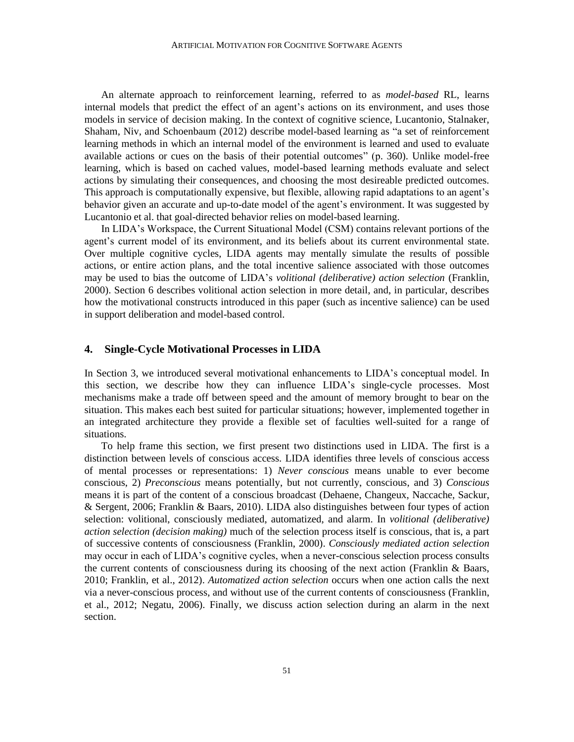An alternate approach to reinforcement learning, referred to as *model-based* RL, learns internal models that predict the effect of an agent's actions on its environment, and uses those models in service of decision making. In the context of cognitive science, Lucantonio, Stalnaker, Shaham, Niv, and Schoenbaum (2012) describe model-based learning as "a set of reinforcement learning methods in which an internal model of the environment is learned and used to evaluate available actions or cues on the basis of their potential outcomes" (p. 360). Unlike model-free learning, which is based on cached values, model-based learning methods evaluate and select actions by simulating their consequences, and choosing the most desireable predicted outcomes. This approach is computationally expensive, but flexible, allowing rapid adaptations to an agent's behavior given an accurate and up-to-date model of the agent's environment. It was suggested by Lucantonio et al. that goal-directed behavior relies on model-based learning.

In LIDA's Workspace, the Current Situational Model (CSM) contains relevant portions of the agent's current model of its environment, and its beliefs about its current environmental state. Over multiple cognitive cycles, LIDA agents may mentally simulate the results of possible actions, or entire action plans, and the total incentive salience associated with those outcomes may be used to bias the outcome of LIDA's *volitional (deliberative) action selection* (Franklin, 2000). Section 6 describes volitional action selection in more detail, and, in particular, describes how the motivational constructs introduced in this paper (such as incentive salience) can be used in support deliberation and model-based control.

## 4. Single-Cycle Motivational Processes in LIDA

In Section 3, we introduced several motivational enhancements to LIDA's conceptual model. In this section, we describe how they can influence LIDA's single-cycle processes. Most mechanisms make a trade off between speed and the amount of memory brought to bear on the situation. This makes each best suited for particular situations; however, implemented together in an integrated architecture they provide a flexible set of faculties well-suited for a range of situations.

To help frame this section, we first present two distinctions used in LIDA. The first is a distinction between levels of conscious access. LIDA identifies three levels of conscious access of mental processes or representations: 1) *Never conscious* means unable to ever become conscious, 2) *Preconscious* means potentially, but not currently, conscious, and 3) *Conscious* means it is part of the content of a conscious broadcast (Dehaene, Changeux, Naccache, Sackur, & Sergent, 2006; Franklin & Baars, 2010). LIDA also distinguishes between four types of action selection: volitional, consciously mediated, automatized, and alarm. In *volitional (deliberative) action selection (decision making)* much of the selection process itself is conscious, that is, a part of successive contents of consciousness (Franklin, 2000). *Consciously mediated action selection* may occur in each of LIDA's cognitive cycles, when a never-conscious selection process consults the current contents of consciousness during its choosing of the next action (Franklin & Baars, 2010; Franklin, et al., 2012). *Automatized action selection* occurs when one action calls the next via a never-conscious process, and without use of the current contents of consciousness (Franklin, et al., 2012; Negatu, 2006). Finally, we discuss action selection during an alarm in the next section.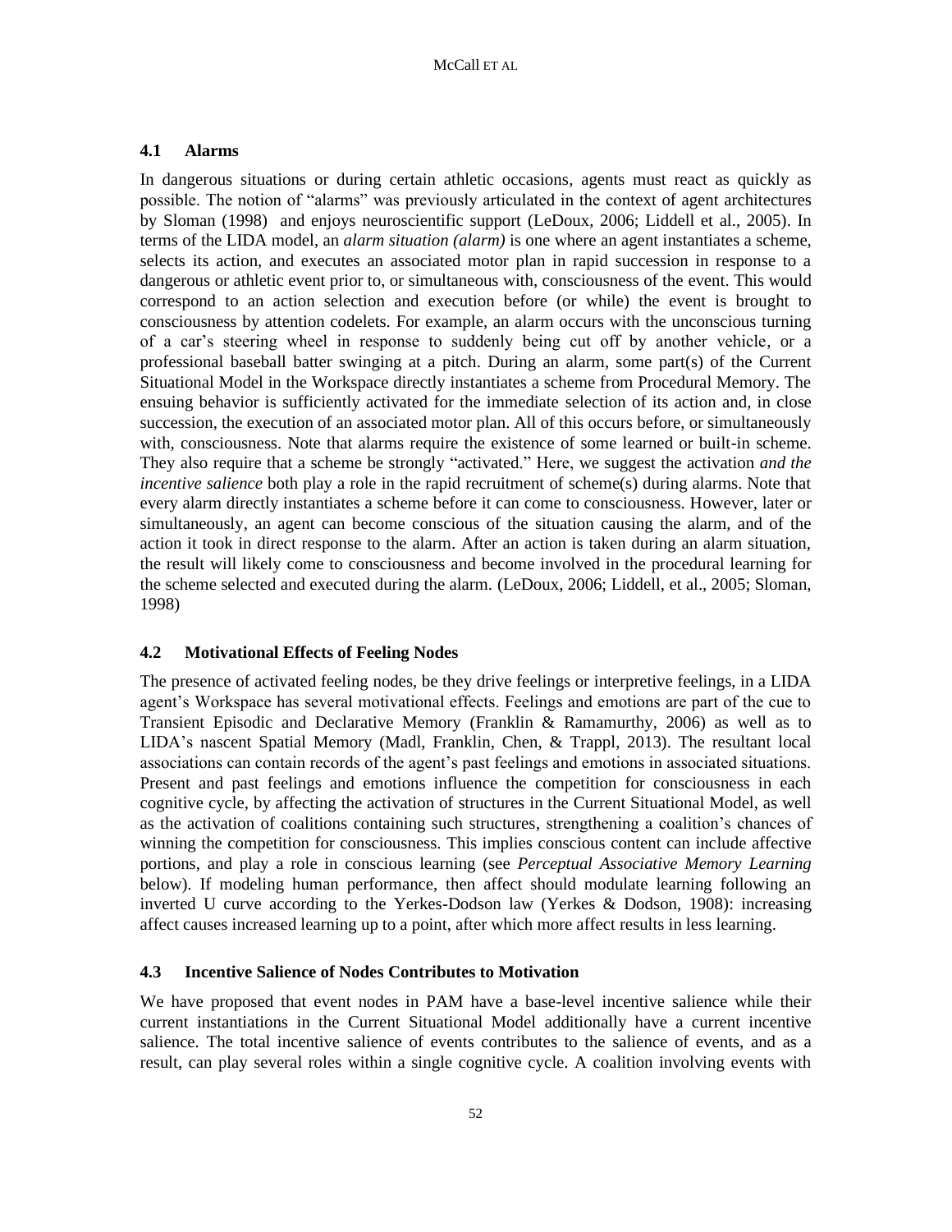### 4.1 Alarms

In dangerous situations or during certain athletic occasions, agents must react as quickly as possible. The notion of "alarms" was previously articulated in the context of agent architectures by Sloman (1998) and enjoys neuroscientific support (LeDoux, 2006; Liddell et al., 2005). In terms of the LIDA model, an *alarm situation (alarm)* is one where an agent instantiates a scheme, selects its action, and executes an associated motor plan in rapid succession in response to a dangerous or athletic event prior to, or simultaneous with, consciousness of the event. This would correspond to an action selection and execution before (or while) the event is brought to consciousness by attention codelets. For example, an alarm occurs with the unconscious turning of a car's steering wheel in response to suddenly being cut off by another vehicle, or a professional baseball batter swinging at a pitch. During an alarm, some part(s) of the Current Situational Model in the Workspace directly instantiates a scheme from Procedural Memory. The ensuing behavior is sufficiently activated for the immediate selection of its action and, in close succession, the execution of an associated motor plan. All of this occurs before, or simultaneously with, consciousness. Note that alarms require the existence of some learned or built-in scheme. They also require that a scheme be strongly "activated." Here, we suggest the activation *and the incentive salience* both play a role in the rapid recruitment of scheme(s) during alarms. Note that every alarm directly instantiates a scheme before it can come to consciousness. However, later or simultaneously, an agent can become conscious of the situation causing the alarm, and of the action it took in direct response to the alarm. After an action is taken during an alarm situation, the result will likely come to consciousness and become involved in the procedural learning for the scheme selected and executed during the alarm. (LeDoux, 2006; Liddell, et al., 2005; Sloman, 1998)

### 4.2 Motivational Effects of Feeling Nodes

The presence of activated feeling nodes, be they drive feelings or interpretive feelings, in a LIDA agent's Workspace has several motivational effects. Feelings and emotions are part of the cue to Transient Episodic and Declarative Memory (Franklin & Ramamurthy, 2006) as well as to LIDA's nascent Spatial Memory (Madl, Franklin, Chen, & Trappl, 2013). The resultant local associations can contain records of the agent's past feelings and emotions in associated situations. Present and past feelings and emotions influence the competition for consciousness in each cognitive cycle, by affecting the activation of structures in the Current Situational Model, as well as the activation of coalitions containing such structures, strengthening a coalition's chances of winning the competition for consciousness. This implies conscious content can include affective portions, and play a role in conscious learning (see *Perceptual Associative Memory Learning* below). If modeling human performance, then affect should modulate learning following an inverted U curve according to the Yerkes-Dodson law (Yerkes & Dodson, 1908): increasing affect causes increased learning up to a point, after which more affect results in less learning.

### 4.3 Incentive Salience of Nodes Contributes to Motivation

We have proposed that event nodes in PAM have a base-level incentive salience while their current instantiations in the Current Situational Model additionally have a current incentive salience. The total incentive salience of events contributes to the salience of events, and as a result, can play several roles within a single cognitive cycle. A coalition involving events with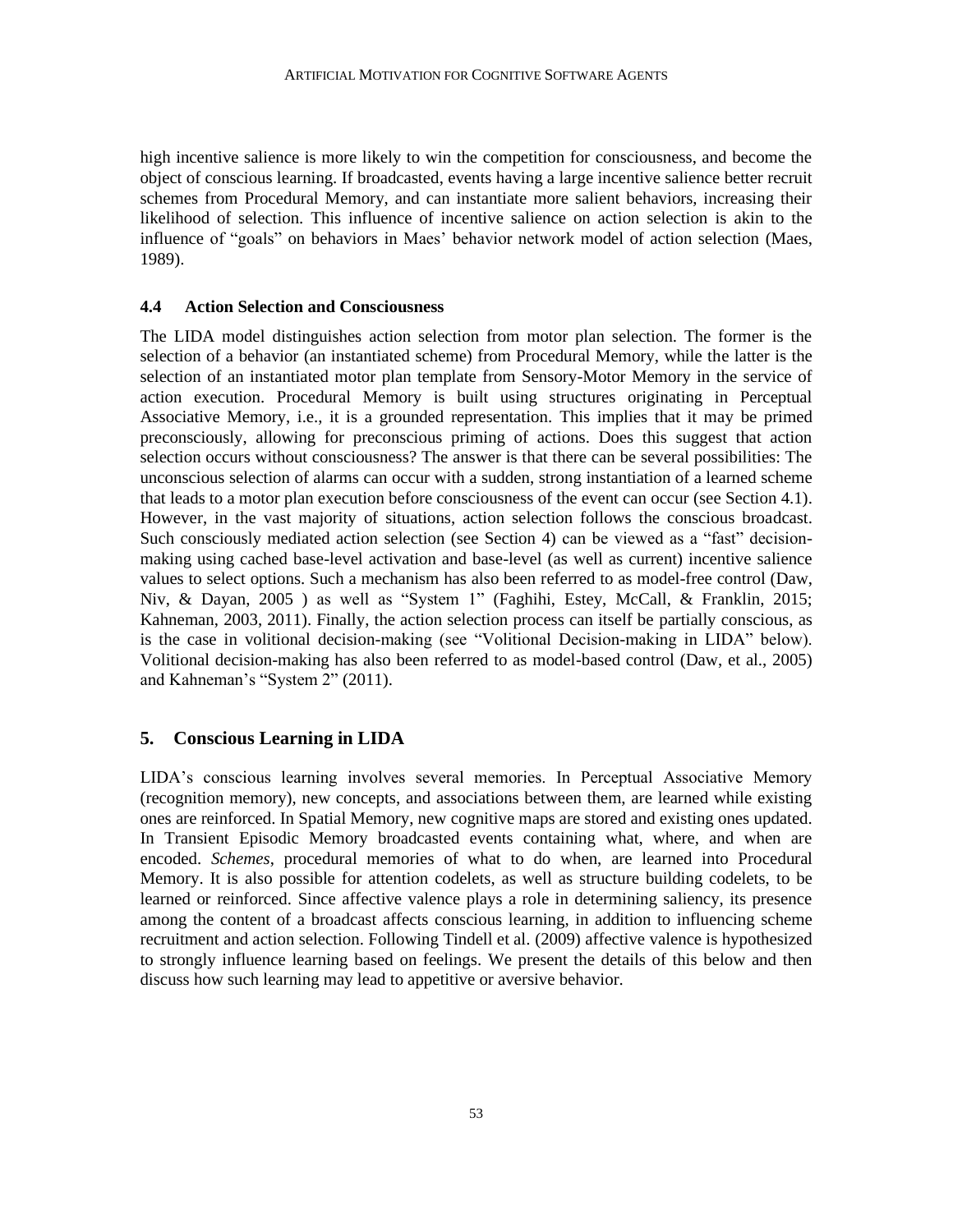high incentive salience is more likely to win the competition for consciousness, and become the object of conscious learning. If broadcasted, events having a large incentive salience better recruit schemes from Procedural Memory, and can instantiate more salient behaviors, increasing their likelihood of selection. This influence of incentive salience on action selection is akin to the influence of "goals" on behaviors in Maes' behavior network model of action selection (Maes, 1989).

### 4.4 Action Selection and Consciousness

The LIDA model distinguishes action selection from motor plan selection. The former is the selection of a behavior (an instantiated scheme) from Procedural Memory, while the latter is the selection of an instantiated motor plan template from Sensory-Motor Memory in the service of action execution. Procedural Memory is built using structures originating in Perceptual Associative Memory, i.e., it is a grounded representation. This implies that it may be primed preconsciously, allowing for preconscious priming of actions. Does this suggest that action selection occurs without consciousness? The answer is that there can be several possibilities: The unconscious selection of alarms can occur with a sudden, strong instantiation of a learned scheme that leads to a motor plan execution before consciousness of the event can occur (see Section 4.1). However, in the vast majority of situations, action selection follows the conscious broadcast. Such consciously mediated action selection (see Section 4) can be viewed as a "fast" decision-making using cached base-level activation and base-level (as well as current) incentive salience values to select options. Such a mechanism has also been referred to as model-free control (Daw, Niv, & Dayan, 2005 ) as well as "System 1" (Faghihi, Estey, McCall, & Franklin, 2015; Kahneman, 2003, 2011). Finally, the action selection process can itself be partially conscious, as is the case in volitional decision-making (see "Volitional Decision-making in LIDA" below). Volitional decision-making has also been referred to as model-based control (Daw, et al., 2005) and Kahneman's "System 2" (2011).

## 5. Conscious Learning in LIDA

LIDA's conscious learning involves several memories. In Perceptual Associative Memory (recognition memory), new concepts, and associations between them, are learned while existing ones are reinforced. In Spatial Memory, new cognitive maps are stored and existing ones updated. In Transient Episodic Memory broadcasted events containing what, where, and when are encoded. *Schemes*, procedural memories of what to do when, are learned into Procedural Memory. It is also possible for attention codelets, as well as structure building codelets, to be learned or reinforced. Since affective valence plays a role in determining saliency, its presence among the content of a broadcast affects conscious learning, in addition to influencing scheme recruitment and action selection. Following Tindell et al. (2009) affective valence is hypothesized to strongly influence learning based on feelings. We present the details of this below and then discuss how such learning may lead to appetitive or aversive behavior.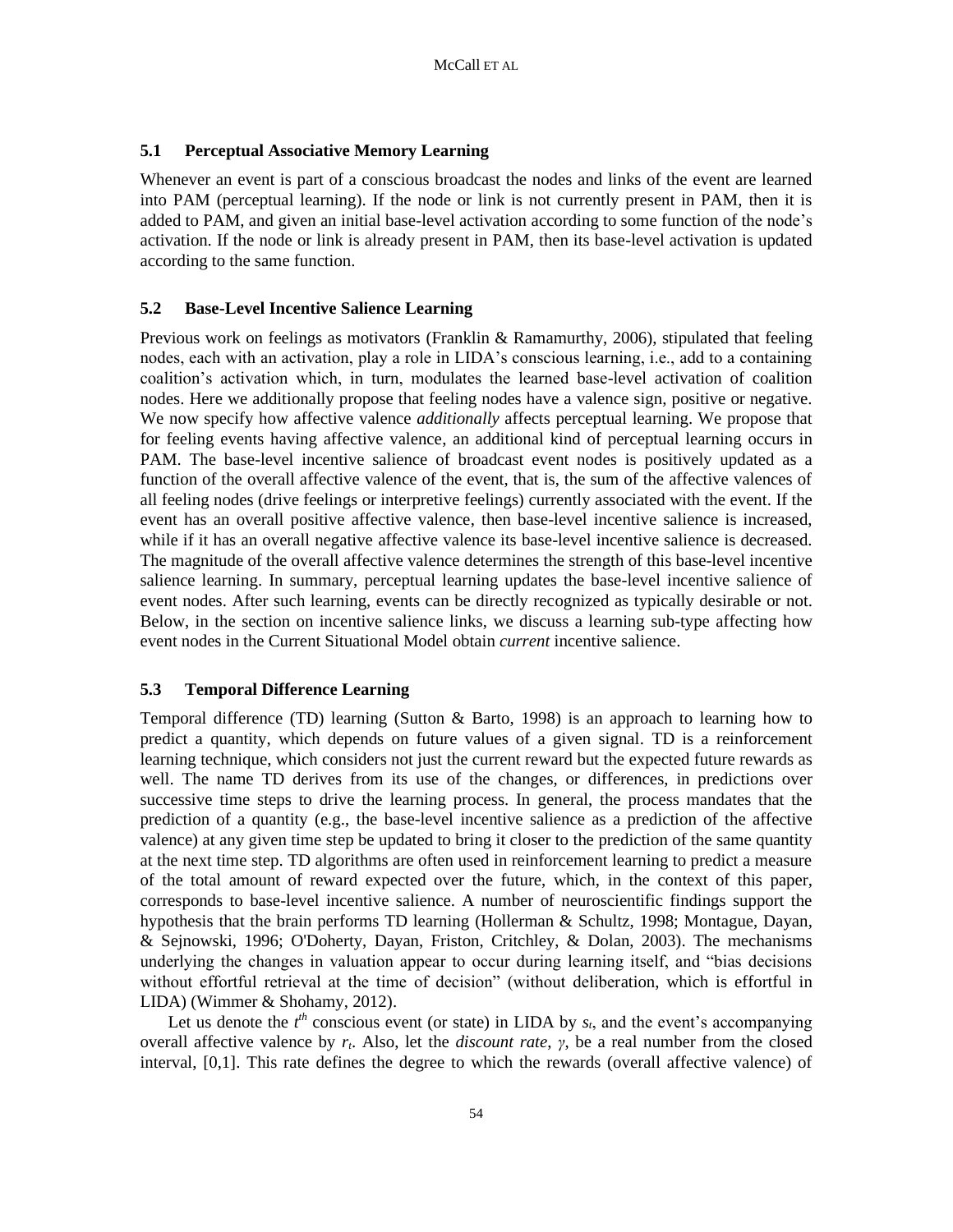## 5.1 Perceptual Associative Memory Learning

Whenever an event is part of a conscious broadcast the nodes and links of the event are learned into PAM (perceptual learning). If the node or link is not currently present in PAM, then it is added to PAM, and given an initial base-level activation according to some function of the node's activation. If the node or link is already present in PAM, then its base-level activation is updated according to the same function.

## 5.2 Base-Level Incentive Salience Learning

Previous work on feelings as motivators (Franklin & Ramamurthy, 2006), stipulated that feeling nodes, each with an activation, play a role in LIDA's conscious learning, i.e., add to a containing coalition's activation which, in turn, modulates the learned base-level activation of coalition nodes. Here we additionally propose that feeling nodes have a valence sign, positive or negative. We now specify how affective valence *additionally* affects perceptual learning. We propose that for feeling events having affective valence, an additional kind of perceptual learning occurs in PAM. The base-level incentive salience of broadcast event nodes is positively updated as a function of the overall affective valence of the event, that is, the sum of the affective valences of all feeling nodes (drive feelings or interpretive feelings) currently associated with the event. If the event has an overall positive affective valence, then base-level incentive salience is increased, while if it has an overall negative affective valence its base-level incentive salience is decreased. The magnitude of the overall affective valence determines the strength of this base-level incentive salience learning. In summary, perceptual learning updates the base-level incentive salience of event nodes. After such learning, events can be directly recognized as typically desirable or not. Below, in the section on incentive salience links, we discuss a learning sub-type affecting how event nodes in the Current Situational Model obtain *current* incentive salience.

## 5.3 Temporal Difference Learning

Temporal difference (TD) learning (Sutton & Barto, 1998) is an approach to learning how to predict a quantity, which depends on future values of a given signal. TD is a reinforcement learning technique, which considers not just the current reward but the expected future rewards as well. The name TD derives from its use of the changes, or differences, in predictions over successive time steps to drive the learning process. In general, the process mandates that the prediction of a quantity (e.g., the base-level incentive salience as a prediction of the affective valence) at any given time step be updated to bring it closer to the prediction of the same quantity at the next time step. TD algorithms are often used in reinforcement learning to predict a measure of the total amount of reward expected over the future, which, in the context of this paper, corresponds to base-level incentive salience. A number of neuroscientific findings support the hypothesis that the brain performs TD learning (Hollerman & Schultz, 1998; Montague, Dayan, & Sejnowski, 1996; O'Doherty, Dayan, Friston, Critchley, & Dolan, 2003). The mechanisms underlying the changes in valuation appear to occur during learning itself, and "bias decisions without effortful retrieval at the time of decision" (without deliberation, which is effortful in LIDA) (Wimmer & Shohamy, 2012).

Let us denote the $t^{th}$ conscious event (or state) in LIDA by $s_t$, and the event's accompanying overall affective valence by $r_t$. Also, let the *discount rate*, $\gamma$, be a real number from the closed interval, [0,1]. This rate defines the degree to which the rewards (overall affective valence) of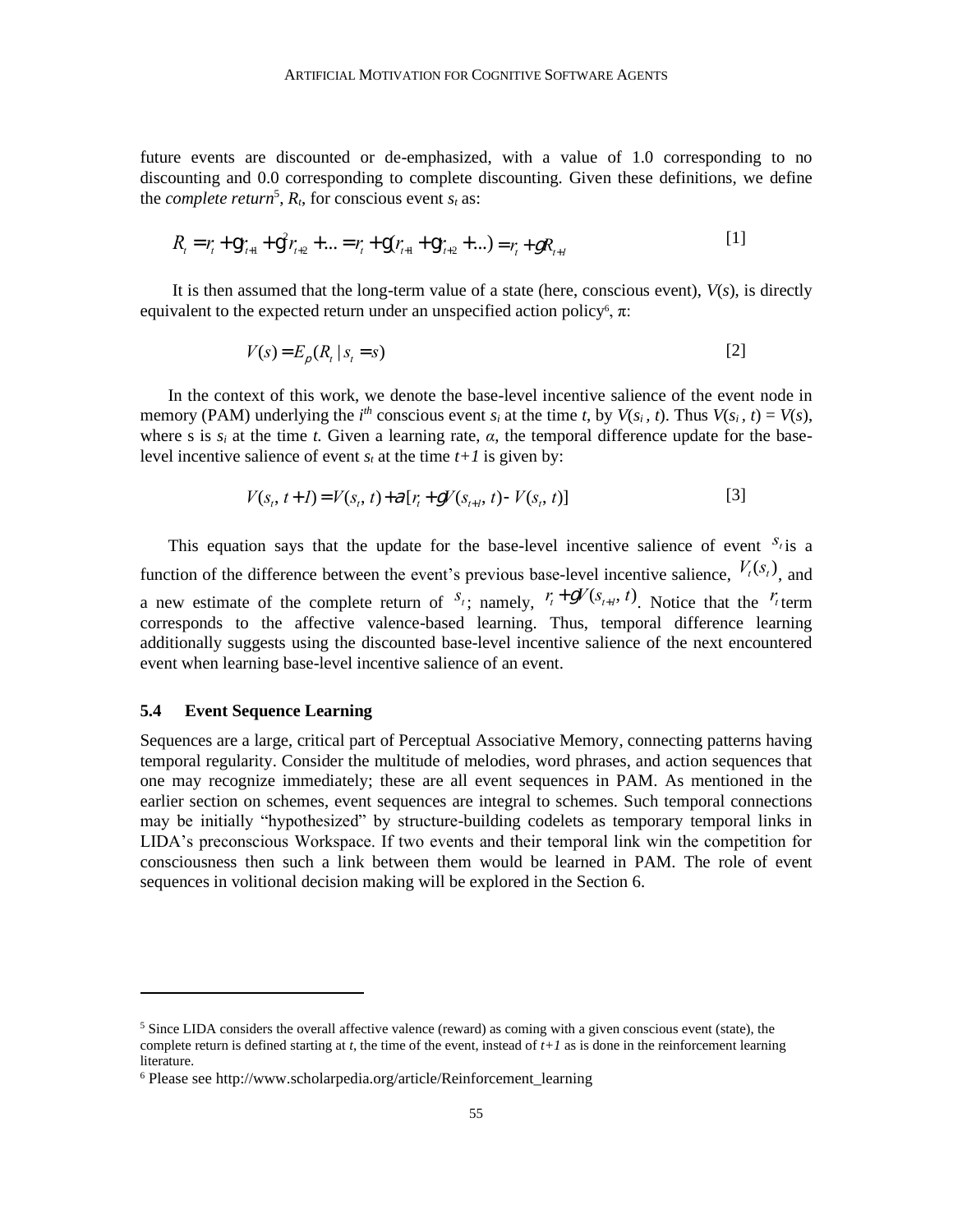future events are discounted or de-emphasized, with a value of 1.0 corresponding to no discounting and 0.0 corresponding to complete discounting. Given these definitions, we define the *complete return*[5], $R_t$, for conscious event $s_t$ as:

$$R_t = r_t + \gamma r_{t+1} + \gamma^2 r_{t+2} + ... = r_t + \gamma(r_{t+1} + \gamma r_{t+2} + ...) = r_t + \gamma R_{t+1} \quad [1]$$

It is then assumed that the long-term value of a state (here, conscious event), $V(s)$, is directly equivalent to the expected return under an unspecified action policy[6], $\pi$:

$$V(s) = E_{\pi}(R_t \mid s_t = s) \quad [2]$$

In the context of this work, we denote the base-level incentive salience of the event node in memory (PAM) underlying the $i^{th}$ conscious event $s_i$ at the time $t$, by $V(s_i, t)$. Thus $V(s_i, t) = V(s)$, where s is $s_i$ at the time $t$. Given a learning rate, $\alpha$, the temporal difference update for the base-level incentive salience of event $s_t$ at the time $t+1$ is given by:

$$V(s_t, t+1) = V(s_t, t) + \alpha[r_t + \gamma V(s_{t+1}, t) - V(s_t, t)] \quad [3]$$

This equation says that the update for the base-level incentive salience of event $s_t$ is a function of the difference between the event's previous base-level incentive salience, $V_t(s_t)$, and a new estimate of the complete return of $s_t$; namely, $r_t + \gamma V(s_{t+1}, t)$. Notice that the $r_t$ term corresponds to the affective valence-based learning. Thus, temporal difference learning additionally suggests using the discounted base-level incentive salience of the next encountered event when learning base-level incentive salience of an event.

### 5.4 Event Sequence Learning

Sequences are a large, critical part of Perceptual Associative Memory, connecting patterns having temporal regularity. Consider the multitude of melodies, word phrases, and action sequences that one may recognize immediately; these are all event sequences in PAM. As mentioned in the earlier section on schemes, event sequences are integral to schemes. Such temporal connections may be initially "hypothesized" by structure-building codelets as temporary temporal links in LIDA's preconscious Workspace. If two events and their temporal link win the competition for consciousness then such a link between them would be learned in PAM. The role of event sequences in volitional decision making will be explored in the Section 6.

---

[5] Since LIDA considers the overall affective valence (reward) as coming with a given conscious event (state), the complete return is defined starting at $t$, the time of the event, instead of $t+1$ as is done in the reinforcement learning literature.

[6] Please see http://www.scholarpedia.org/article/Reinforcement_learning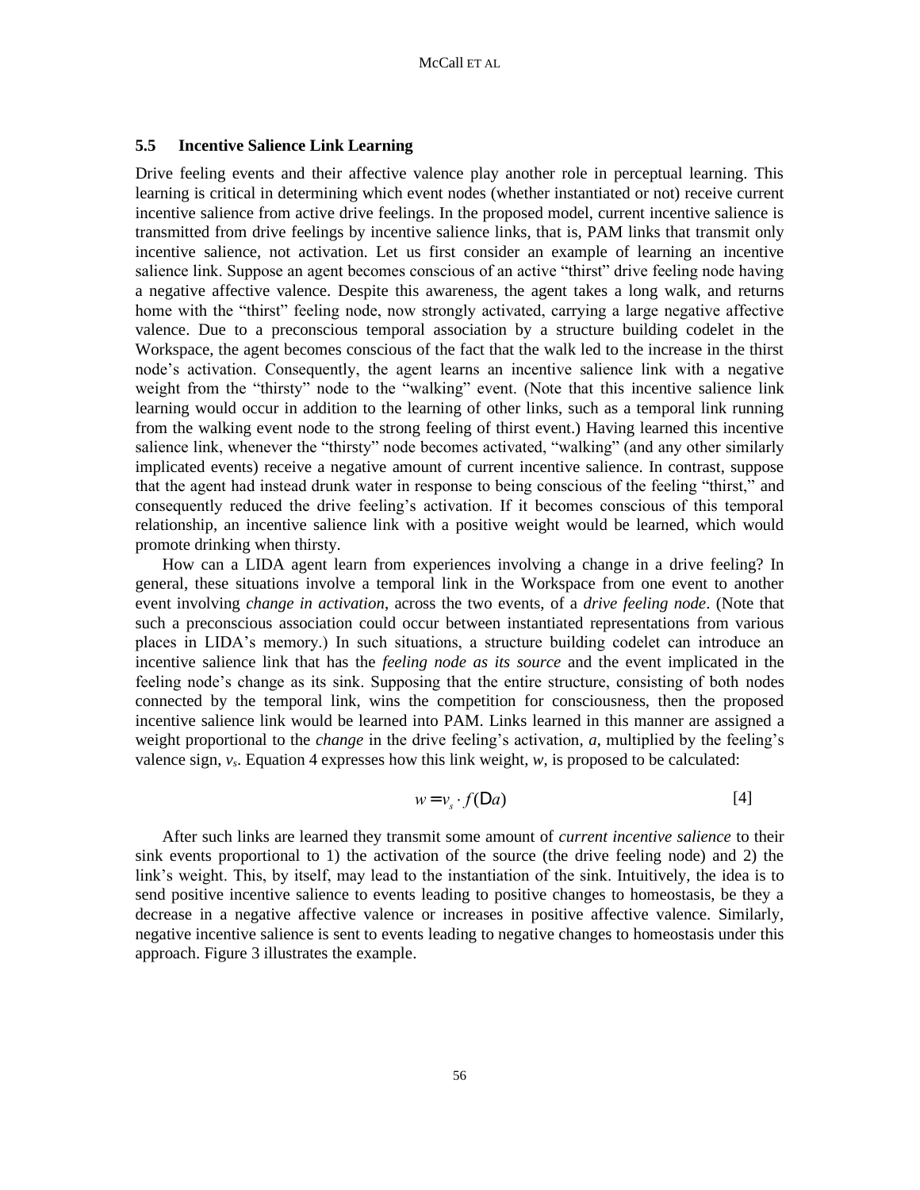### 5.5 Incentive Salience Link Learning

Drive feeling events and their affective valence play another role in perceptual learning. This learning is critical in determining which event nodes (whether instantiated or not) receive current incentive salience from active drive feelings. In the proposed model, current incentive salience is transmitted from drive feelings by incentive salience links, that is, PAM links that transmit only incentive salience, not activation. Let us first consider an example of learning an incentive salience link. Suppose an agent becomes conscious of an active "thirst" drive feeling node having a negative affective valence. Despite this awareness, the agent takes a long walk, and returns home with the "thirst" feeling node, now strongly activated, carrying a large negative affective valence. Due to a preconscious temporal association by a structure building codelet in the Workspace, the agent becomes conscious of the fact that the walk led to the increase in the thirst node's activation. Consequently, the agent learns an incentive salience link with a negative weight from the "thirsty" node to the "walking" event. (Note that this incentive salience link learning would occur in addition to the learning of other links, such as a temporal link running from the walking event node to the strong feeling of thirst event.) Having learned this incentive salience link, whenever the "thirsty" node becomes activated, "walking" (and any other similarly implicated events) receive a negative amount of current incentive salience. In contrast, suppose that the agent had instead drunk water in response to being conscious of the feeling "thirst," and consequently reduced the drive feeling's activation. If it becomes conscious of this temporal relationship, an incentive salience link with a positive weight would be learned, which would promote drinking when thirsty.

How can a LIDA agent learn from experiences involving a change in a drive feeling? In general, these situations involve a temporal link in the Workspace from one event to another event involving *change in activation*, across the two events, of a *drive feeling node*. (Note that such a preconscious association could occur between instantiated representations from various places in LIDA's memory.) In such situations, a structure building codelet can introduce an incentive salience link that has the *feeling node as its source* and the event implicated in the feeling node's change as its sink. Supposing that the entire structure, consisting of both nodes connected by the temporal link, wins the competition for consciousness, then the proposed incentive salience link would be learned into PAM. Links learned in this manner are assigned a weight proportional to the *change* in the drive feeling's activation, $a$, multiplied by the feeling's valence sign, $v_s$. Equation 4 expresses how this link weight, $w$, is proposed to be calculated:

$$w = v_s \cdot f(\Delta a) \qquad [4]$$

After such links are learned they transmit some amount of *current incentive salience* to their sink events proportional to 1) the activation of the source (the drive feeling node) and 2) the link's weight. This, by itself, may lead to the instantiation of the sink. Intuitively, the idea is to send positive incentive salience to events leading to positive changes to homeostasis, be they a decrease in a negative affective valence or increases in positive affective valence. Similarly, negative incentive salience is sent to events leading to negative changes to homeostasis under this approach. Figure 3 illustrates the example.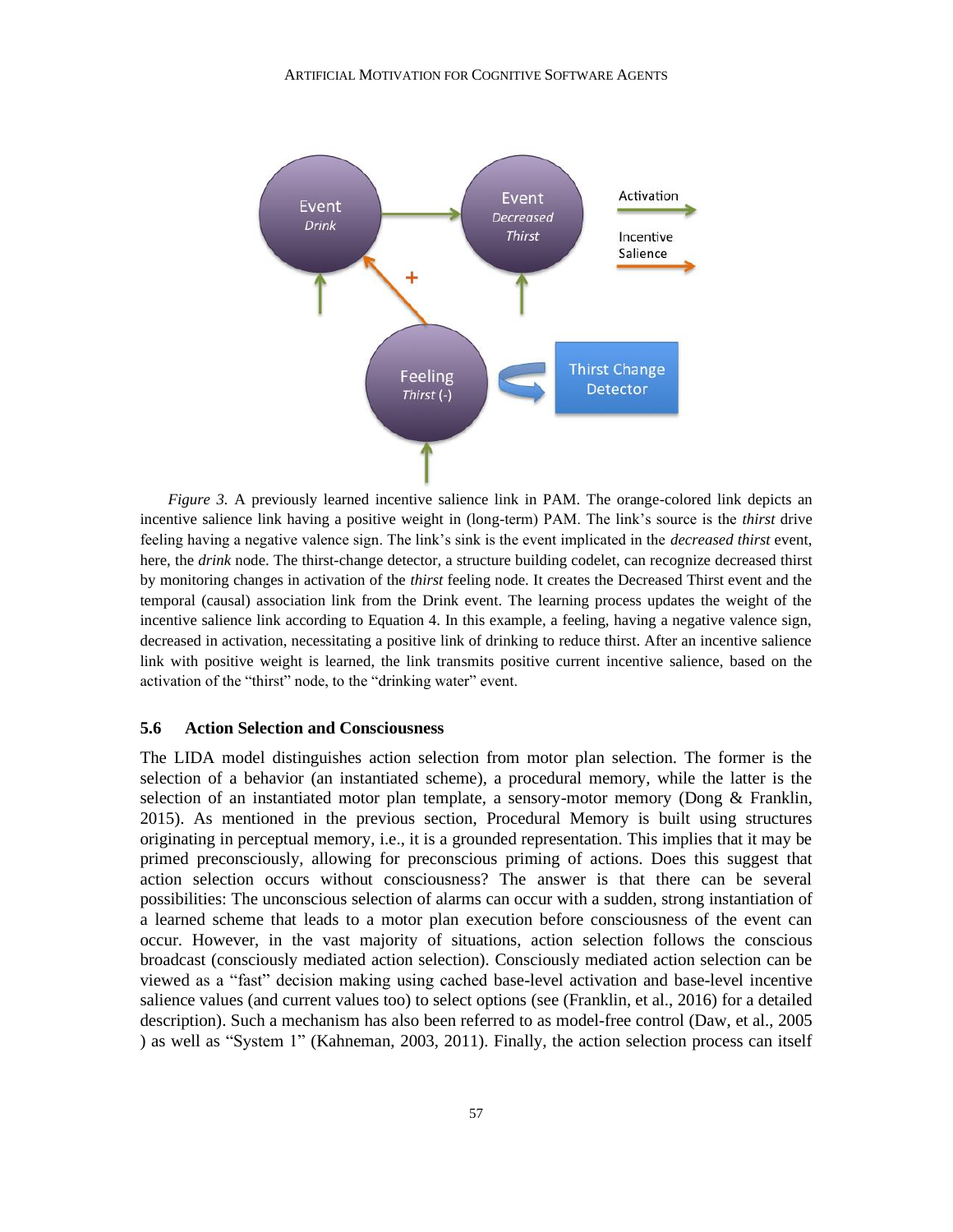*Figure 3.* A previously learned incentive salience link in PAM. The orange-colored link depicts an incentive salience link having a positive weight in (long-term) PAM. The link's source is the *thirst* drive feeling having a negative valence sign. The link's sink is the event implicated in the *decreased thirst* event, here, the *drink* node. The thirst-change detector, a structure building codelet, can recognize decreased thirst by monitoring changes in activation of the *thirst* feeling node. It creates the Decreased Thirst event and the temporal (causal) association link from the Drink event. The learning process updates the weight of the incentive salience link according to Equation 4. In this example, a feeling, having a negative valence sign, decreased in activation, necessitating a positive link of drinking to reduce thirst. After an incentive salience link with positive weight is learned, the link transmits positive current incentive salience, based on the activation of the "thirst" node, to the "drinking water" event.

### 5.6 Action Selection and Consciousness

The LIDA model distinguishes action selection from motor plan selection. The former is the selection of a behavior (an instantiated scheme), a procedural memory, while the latter is the selection of an instantiated motor plan template, a sensory-motor memory (Dong & Franklin, 2015). As mentioned in the previous section, Procedural Memory is built using structures originating in perceptual memory, i.e., it is a grounded representation. This implies that it may be primed preconsciously, allowing for preconscious priming of actions. Does this suggest that action selection occurs without consciousness? The answer is that there can be several possibilities: The unconscious selection of alarms can occur with a sudden, strong instantiation of a learned scheme that leads to a motor plan execution before consciousness of the event can occur. However, in the vast majority of situations, action selection follows the conscious broadcast (consciously mediated action selection). Consciously mediated action selection can be viewed as a "fast" decision making using cached base-level activation and base-level incentive salience values (and current values too) to select options (see (Franklin, et al., 2016) for a detailed description). Such a mechanism has also been referred to as model-free control (Daw, et al., 2005 ) as well as "System 1" (Kahneman, 2003, 2011). Finally, the action selection process can itself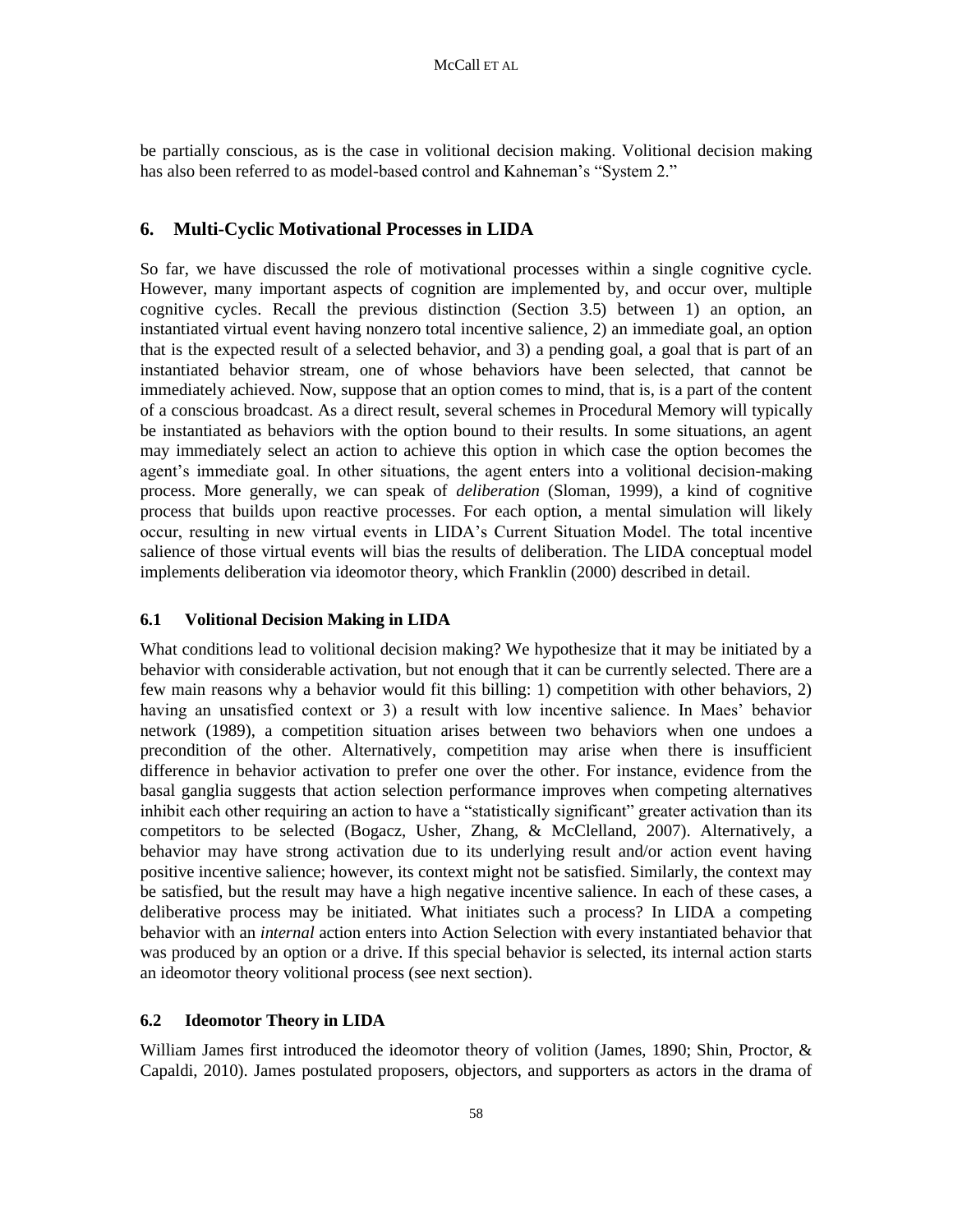be partially conscious, as is the case in volitional decision making. Volitional decision making has also been referred to as model-based control and Kahneman's "System 2."

## 6. Multi-Cyclic Motivational Processes in LIDA

So far, we have discussed the role of motivational processes within a single cognitive cycle. However, many important aspects of cognition are implemented by, and occur over, multiple cognitive cycles. Recall the previous distinction (Section 3.5) between 1) an option, an instantiated virtual event having nonzero total incentive salience, 2) an immediate goal, an option that is the expected result of a selected behavior, and 3) a pending goal, a goal that is part of an instantiated behavior stream, one of whose behaviors have been selected, that cannot be immediately achieved. Now, suppose that an option comes to mind, that is, is a part of the content of a conscious broadcast. As a direct result, several schemes in Procedural Memory will typically be instantiated as behaviors with the option bound to their results. In some situations, an agent may immediately select an action to achieve this option in which case the option becomes the agent's immediate goal. In other situations, the agent enters into a volitional decision-making process. More generally, we can speak of *deliberation* (Sloman, 1999), a kind of cognitive process that builds upon reactive processes. For each option, a mental simulation will likely occur, resulting in new virtual events in LIDA's Current Situation Model. The total incentive salience of those virtual events will bias the results of deliberation. The LIDA conceptual model implements deliberation via ideomotor theory, which Franklin (2000) described in detail.

### 6.1 Volitional Decision Making in LIDA

What conditions lead to volitional decision making? We hypothesize that it may be initiated by a behavior with considerable activation, but not enough that it can be currently selected. There are a few main reasons why a behavior would fit this billing: 1) competition with other behaviors, 2) having an unsatisfied context or 3) a result with low incentive salience. In Maes' behavior network (1989), a competition situation arises between two behaviors when one undoes a precondition of the other. Alternatively, competition may arise when there is insufficient difference in behavior activation to prefer one over the other. For instance, evidence from the basal ganglia suggests that action selection performance improves when competing alternatives inhibit each other requiring an action to have a "statistically significant" greater activation than its competitors to be selected (Bogacz, Usher, Zhang, & McClelland, 2007). Alternatively, a behavior may have strong activation due to its underlying result and/or action event having positive incentive salience; however, its context might not be satisfied. Similarly, the context may be satisfied, but the result may have a high negative incentive salience. In each of these cases, a deliberative process may be initiated. What initiates such a process? In LIDA a competing behavior with an *internal* action enters into Action Selection with every instantiated behavior that was produced by an option or a drive. If this special behavior is selected, its internal action starts an ideomotor theory volitional process (see next section).

### 6.2 Ideomotor Theory in LIDA

William James first introduced the ideomotor theory of volition (James, 1890; Shin, Proctor, & Capaldi, 2010). James postulated proposers, objectors, and supporters as actors in the drama of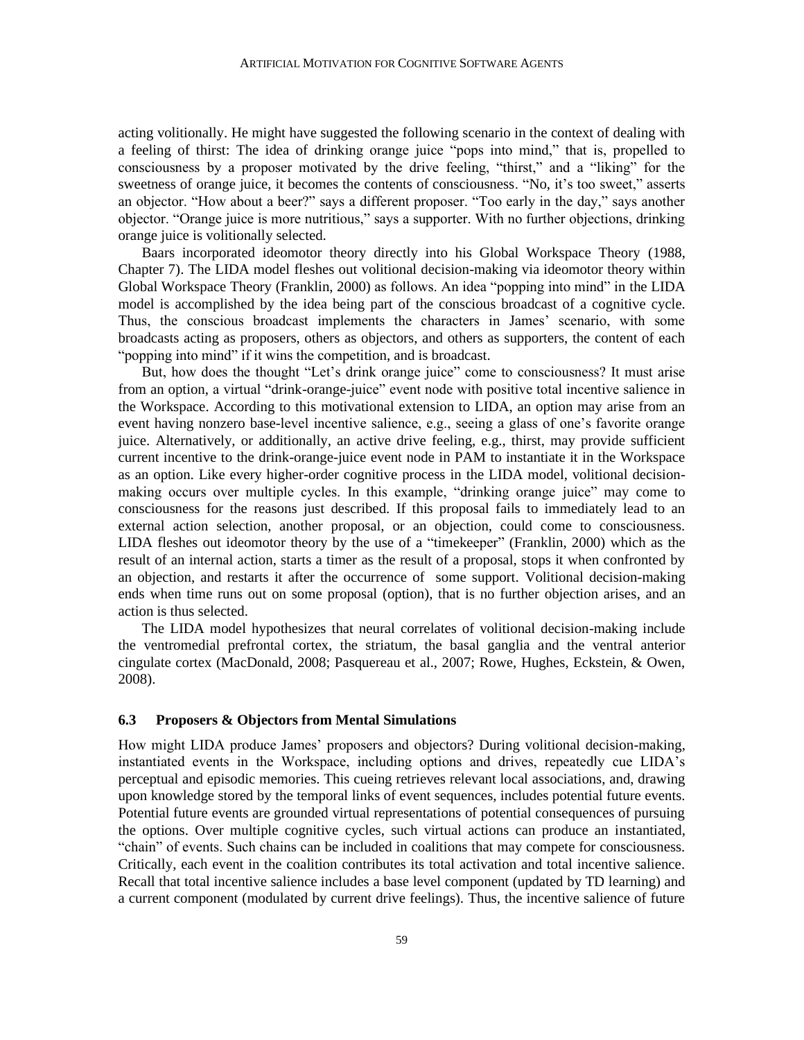acting volitionally. He might have suggested the following scenario in the context of dealing with a feeling of thirst: The idea of drinking orange juice "pops into mind," that is, propelled to consciousness by a proposer motivated by the drive feeling, "thirst," and a "liking" for the sweetness of orange juice, it becomes the contents of consciousness. "No, it's too sweet," asserts an objector. "How about a beer?" says a different proposer. "Too early in the day," says another objector. "Orange juice is more nutritious," says a supporter. With no further objections, drinking orange juice is volitionally selected.

Baars incorporated ideomotor theory directly into his Global Workspace Theory (1988, Chapter 7). The LIDA model fleshes out volitional decision-making via ideomotor theory within Global Workspace Theory (Franklin, 2000) as follows. An idea "popping into mind" in the LIDA model is accomplished by the idea being part of the conscious broadcast of a cognitive cycle. Thus, the conscious broadcast implements the characters in James' scenario, with some broadcasts acting as proposers, others as objectors, and others as supporters, the content of each "popping into mind" if it wins the competition, and is broadcast.

But, how does the thought "Let's drink orange juice" come to consciousness? It must arise from an option, a virtual "drink-orange-juice" event node with positive total incentive salience in the Workspace. According to this motivational extension to LIDA, an option may arise from an event having nonzero base-level incentive salience, e.g., seeing a glass of one's favorite orange juice. Alternatively, or additionally, an active drive feeling, e.g., thirst, may provide sufficient current incentive to the drink-orange-juice event node in PAM to instantiate it in the Workspace as an option. Like every higher-order cognitive process in the LIDA model, volitional decision-making occurs over multiple cycles. In this example, "drinking orange juice" may come to consciousness for the reasons just described. If this proposal fails to immediately lead to an external action selection, another proposal, or an objection, could come to consciousness. LIDA fleshes out ideomotor theory by the use of a "timekeeper" (Franklin, 2000) which as the result of an internal action, starts a timer as the result of a proposal, stops it when confronted by an objection, and restarts it after the occurrence of some support. Volitional decision-making ends when time runs out on some proposal (option), that is no further objection arises, and an action is thus selected.

The LIDA model hypothesizes that neural correlates of volitional decision-making include the ventromedial prefrontal cortex, the striatum, the basal ganglia and the ventral anterior cingulate cortex (MacDonald, 2008; Pasquereau et al., 2007; Rowe, Hughes, Eckstein, & Owen, 2008).

### 6.3 Proposers & Objectors from Mental Simulations

How might LIDA produce James' proposers and objectors? During volitional decision-making, instantiated events in the Workspace, including options and drives, repeatedly cue LIDA's perceptual and episodic memories. This cueing retrieves relevant local associations, and, drawing upon knowledge stored by the temporal links of event sequences, includes potential future events. Potential future events are grounded virtual representations of potential consequences of pursuing the options. Over multiple cognitive cycles, such virtual actions can produce an instantiated, "chain" of events. Such chains can be included in coalitions that may compete for consciousness. Critically, each event in the coalition contributes its total activation and total incentive salience. Recall that total incentive salience includes a base level component (updated by TD learning) and a current component (modulated by current drive feelings). Thus, the incentive salience of future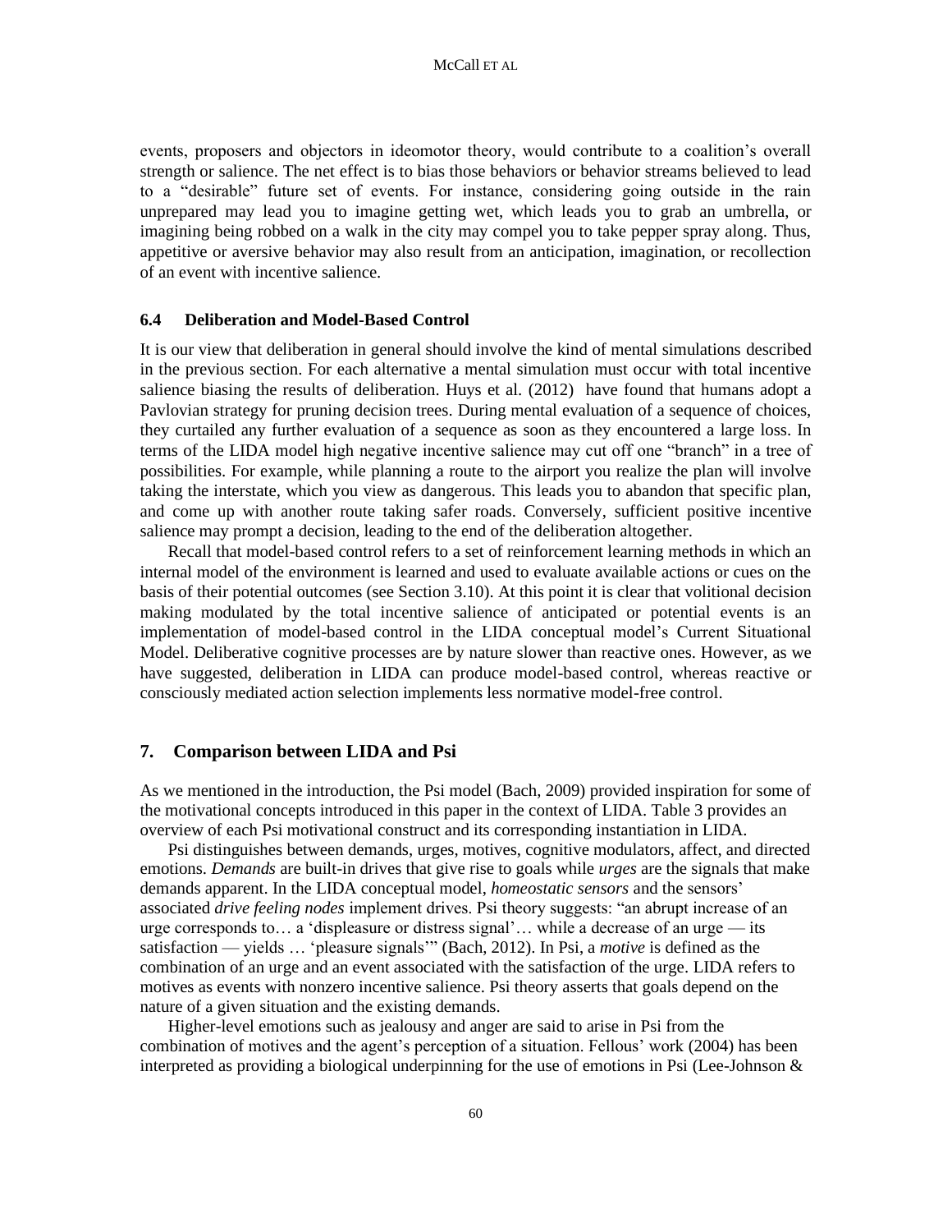events, proposers and objectors in ideomotor theory, would contribute to a coalition's overall strength or salience. The net effect is to bias those behaviors or behavior streams believed to lead to a "desirable" future set of events. For instance, considering going outside in the rain unprepared may lead you to imagine getting wet, which leads you to grab an umbrella, or imagining being robbed on a walk in the city may compel you to take pepper spray along. Thus, appetitive or aversive behavior may also result from an anticipation, imagination, or recollection of an event with incentive salience.

### 6.4 Deliberation and Model-Based Control

It is our view that deliberation in general should involve the kind of mental simulations described in the previous section. For each alternative a mental simulation must occur with total incentive salience biasing the results of deliberation. Huys et al. (2012) have found that humans adopt a Pavlovian strategy for pruning decision trees. During mental evaluation of a sequence of choices, they curtailed any further evaluation of a sequence as soon as they encountered a large loss. In terms of the LIDA model high negative incentive salience may cut off one "branch" in a tree of possibilities. For example, while planning a route to the airport you realize the plan will involve taking the interstate, which you view as dangerous. This leads you to abandon that specific plan, and come up with another route taking safer roads. Conversely, sufficient positive incentive salience may prompt a decision, leading to the end of the deliberation altogether.

Recall that model-based control refers to a set of reinforcement learning methods in which an internal model of the environment is learned and used to evaluate available actions or cues on the basis of their potential outcomes (see Section 3.10). At this point it is clear that volitional decision making modulated by the total incentive salience of anticipated or potential events is an implementation of model-based control in the LIDA conceptual model's Current Situational Model. Deliberative cognitive processes are by nature slower than reactive ones. However, as we have suggested, deliberation in LIDA can produce model-based control, whereas reactive or consciously mediated action selection implements less normative model-free control.

## 7. Comparison between LIDA and Psi

As we mentioned in the introduction, the Psi model (Bach, 2009) provided inspiration for some of the motivational concepts introduced in this paper in the context of LIDA. Table 3 provides an overview of each Psi motivational construct and its corresponding instantiation in LIDA.

Psi distinguishes between demands, urges, motives, cognitive modulators, affect, and directed emotions. *Demands* are built-in drives that give rise to goals while *urges* are the signals that make demands apparent. In the LIDA conceptual model, *homeostatic sensors* and the sensors' associated *drive feeling nodes* implement drives. Psi theory suggests: "an abrupt increase of an urge corresponds to… a 'displeasure or distress signal'… while a decrease of an urge — its satisfaction — yields … 'pleasure signals'" (Bach, 2012). In Psi, a *motive* is defined as the combination of an urge and an event associated with the satisfaction of the urge. LIDA refers to motives as events with nonzero incentive salience. Psi theory asserts that goals depend on the nature of a given situation and the existing demands.

Higher-level emotions such as jealousy and anger are said to arise in Psi from the combination of motives and the agent's perception of a situation. Fellous' work (2004) has been interpreted as providing a biological underpinning for the use of emotions in Psi (Lee-Johnson &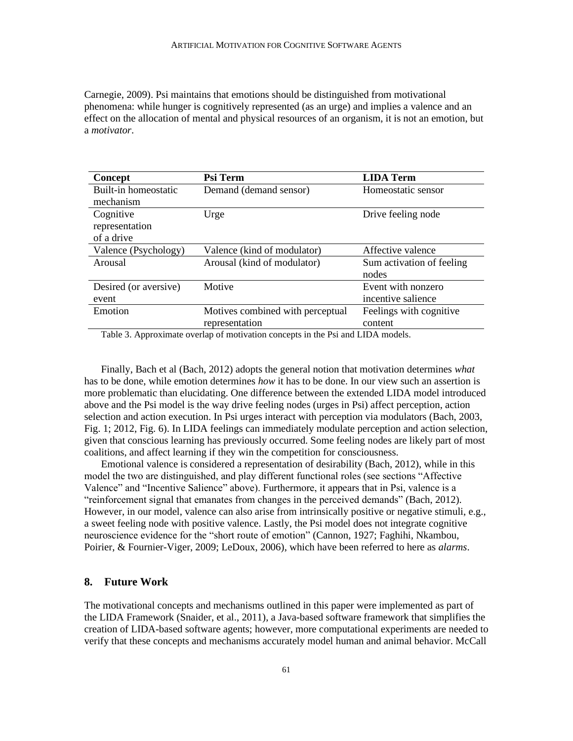Carnegie, 2009). Psi maintains that emotions should be distinguished from motivational phenomena: while hunger is cognitively represented (as an urge) and implies a valence and an effect on the allocation of mental and physical resources of an organism, it is not an emotion, but a *motivator*.

| Concept | Psi Term | LIDA Term |
|---|---|---|
| Built-in homeostatic mechanism | Demand (demand sensor) | Homeostatic sensor |
| Cognitive representation of a drive | Urge | Drive feeling node |
| Valence (Psychology) | Valence (kind of modulator) | Affective valence |
| Arousal | Arousal (kind of modulator) | Sum activation of feeling nodes |
| Desired (or aversive) event | Motive | Event with nonzero incentive salience |
| Emotion | Motives combined with perceptual representation | Feelings with cognitive content |

Table 3. Approximate overlap of motivation concepts in the Psi and LIDA models.

Finally, Bach et al (Bach, 2012) adopts the general notion that motivation determines *what* has to be done, while emotion determines *how* it has to be done. In our view such an assertion is more problematic than elucidating. One difference between the extended LIDA model introduced above and the Psi model is the way drive feeling nodes (urges in Psi) affect perception, action selection and action execution. In Psi urges interact with perception via modulators (Bach, 2003, Fig. 1; 2012, Fig. 6). In LIDA feelings can immediately modulate perception and action selection, given that conscious learning has previously occurred. Some feeling nodes are likely part of most coalitions, and affect learning if they win the competition for consciousness.

Emotional valence is considered a representation of desirability (Bach, 2012), while in this model the two are distinguished, and play different functional roles (see sections "Affective Valence" and "Incentive Salience" above). Furthermore, it appears that in Psi, valence is a "reinforcement signal that emanates from changes in the perceived demands" (Bach, 2012). However, in our model, valence can also arise from intrinsically positive or negative stimuli, e.g., a sweet feeling node with positive valence. Lastly, the Psi model does not integrate cognitive neuroscience evidence for the "short route of emotion" (Cannon, 1927; Faghihi, Nkambou, Poirier, & Fournier-Viger, 2009; LeDoux, 2006), which have been referred to here as *alarms*.

## 8. Future Work

The motivational concepts and mechanisms outlined in this paper were implemented as part of the LIDA Framework (Snaider, et al., 2011), a Java-based software framework that simplifies the creation of LIDA-based software agents; however, more computational experiments are needed to verify that these concepts and mechanisms accurately model human and animal behavior. McCall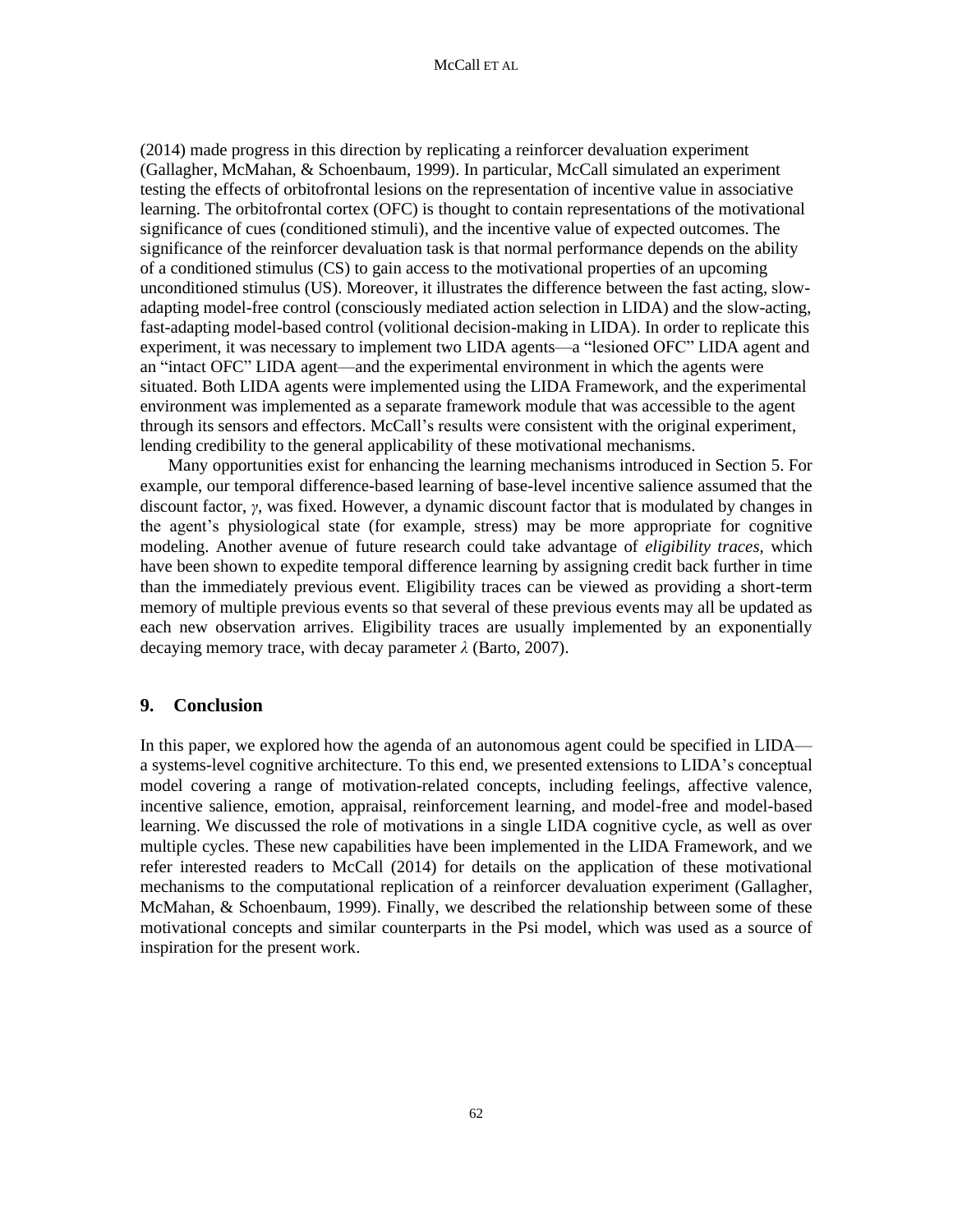(2014) made progress in this direction by replicating a reinforcer devaluation experiment (Gallagher, McMahan, & Schoenbaum, 1999). In particular, McCall simulated an experiment testing the effects of orbitofrontal lesions on the representation of incentive value in associative learning. The orbitofrontal cortex (OFC) is thought to contain representations of the motivational significance of cues (conditioned stimuli), and the incentive value of expected outcomes. The significance of the reinforcer devaluation task is that normal performance depends on the ability of a conditioned stimulus (CS) to gain access to the motivational properties of an upcoming unconditioned stimulus (US). Moreover, it illustrates the difference between the fast acting, slow-adapting model-free control (consciously mediated action selection in LIDA) and the slow-acting, fast-adapting model-based control (volitional decision-making in LIDA). In order to replicate this experiment, it was necessary to implement two LIDA agents—a "lesioned OFC" LIDA agent and an "intact OFC" LIDA agent—and the experimental environment in which the agents were situated. Both LIDA agents were implemented using the LIDA Framework, and the experimental environment was implemented as a separate framework module that was accessible to the agent through its sensors and effectors. McCall's results were consistent with the original experiment, lending credibility to the general applicability of these motivational mechanisms.

Many opportunities exist for enhancing the learning mechanisms introduced in Section 5. For example, our temporal difference-based learning of base-level incentive salience assumed that the discount factor, $\gamma$, was fixed. However, a dynamic discount factor that is modulated by changes in the agent's physiological state (for example, stress) may be more appropriate for cognitive modeling. Another avenue of future research could take advantage of *eligibility traces*, which have been shown to expedite temporal difference learning by assigning credit back further in time than the immediately previous event. Eligibility traces can be viewed as providing a short-term memory of multiple previous events so that several of these previous events may all be updated as each new observation arrives. Eligibility traces are usually implemented by an exponentially decaying memory trace, with decay parameter $\lambda$ (Barto, 2007).

## 9. Conclusion

In this paper, we explored how the agenda of an autonomous agent could be specified in LIDA—a systems-level cognitive architecture. To this end, we presented extensions to LIDA's conceptual model covering a range of motivation-related concepts, including feelings, affective valence, incentive salience, emotion, appraisal, reinforcement learning, and model-free and model-based learning. We discussed the role of motivations in a single LIDA cognitive cycle, as well as over multiple cycles. These new capabilities have been implemented in the LIDA Framework, and we refer interested readers to McCall (2014) for details on the application of these motivational mechanisms to the computational replication of a reinforcer devaluation experiment (Gallagher, McMahan, & Schoenbaum, 1999). Finally, we described the relationship between some of these motivational concepts and similar counterparts in the Psi model, which was used as a source of inspiration for the present work.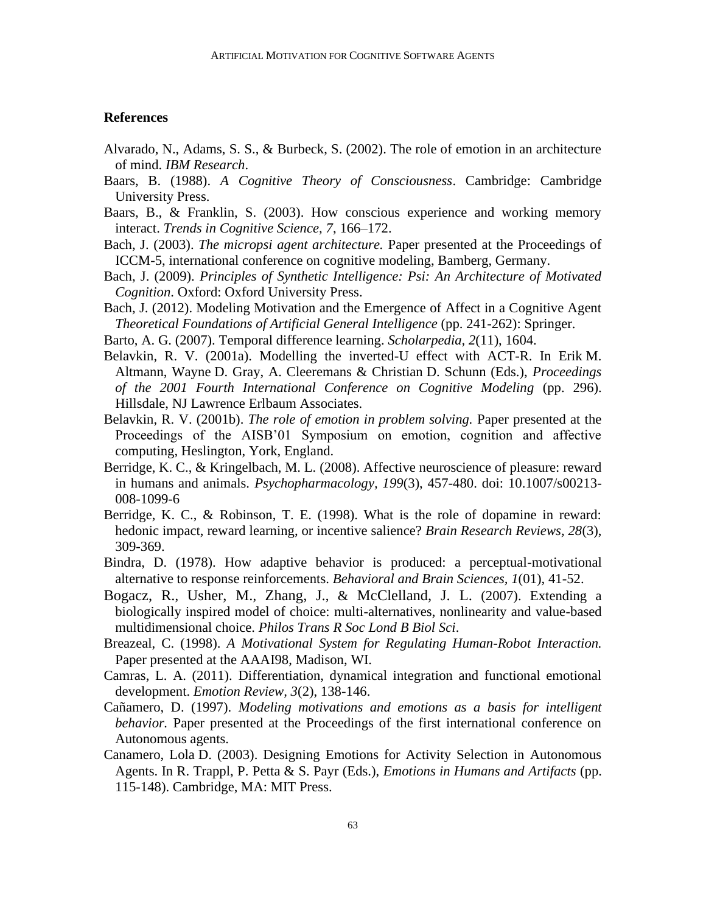## References

Alvarado, N., Adams, S. S., & Burbeck, S. (2002). The role of emotion in an architecture of mind. *IBM Research*.

Baars, B. (1988). *A Cognitive Theory of Consciousness*. Cambridge: Cambridge University Press.

Baars, B., & Franklin, S. (2003). How conscious experience and working memory interact. *Trends in Cognitive Science, 7*, 166–172.

Bach, J. (2003). *The micropsi agent architecture.* Paper presented at the Proceedings of ICCM-5, international conference on cognitive modeling, Bamberg, Germany.

Bach, J. (2009). *Principles of Synthetic Intelligence: Psi: An Architecture of Motivated Cognition*. Oxford: Oxford University Press.

Bach, J. (2012). Modeling Motivation and the Emergence of Affect in a Cognitive Agent *Theoretical Foundations of Artificial General Intelligence* (pp. 241-262): Springer.

Barto, A. G. (2007). Temporal difference learning. *Scholarpedia, 2*(11), 1604.

Belavkin, R. V. (2001a). Modelling the inverted-U effect with ACT-R. In Erik M. Altmann, Wayne D. Gray, A. Cleeremans & Christian D. Schunn (Eds.), *Proceedings of the 2001 Fourth International Conference on Cognitive Modeling* (pp. 296). Hillsdale, NJ Lawrence Erlbaum Associates.

Belavkin, R. V. (2001b). *The role of emotion in problem solving.* Paper presented at the Proceedings of the AISB'01 Symposium on emotion, cognition and affective computing, Heslington, York, England.

Berridge, K. C., & Kringelbach, M. L. (2008). Affective neuroscience of pleasure: reward in humans and animals. *Psychopharmacology, 199*(3), 457-480. doi: 10.1007/s00213-008-1099-6

Berridge, K. C., & Robinson, T. E. (1998). What is the role of dopamine in reward: hedonic impact, reward learning, or incentive salience? *Brain Research Reviews, 28*(3), 309-369.

Bindra, D. (1978). How adaptive behavior is produced: a perceptual-motivational alternative to response reinforcements. *Behavioral and Brain Sciences, 1*(01), 41-52.

Bogacz, R., Usher, M., Zhang, J., & McClelland, J. L. (2007). Extending a biologically inspired model of choice: multi-alternatives, nonlinearity and value-based multidimensional choice. *Philos Trans R Soc Lond B Biol Sci*.

Breazeal, C. (1998). *A Motivational System for Regulating Human-Robot Interaction.* Paper presented at the AAAI98, Madison, WI.

Camras, L. A. (2011). Differentiation, dynamical integration and functional emotional development. *Emotion Review, 3*(2), 138-146.

Cañamero, D. (1997). *Modeling motivations and emotions as a basis for intelligent behavior.* Paper presented at the Proceedings of the first international conference on Autonomous agents.

Canamero, Lola D. (2003). Designing Emotions for Activity Selection in Autonomous Agents. In R. Trappl, P. Petta & S. Payr (Eds.), *Emotions in Humans and Artifacts* (pp. 115-148). Cambridge, MA: MIT Press.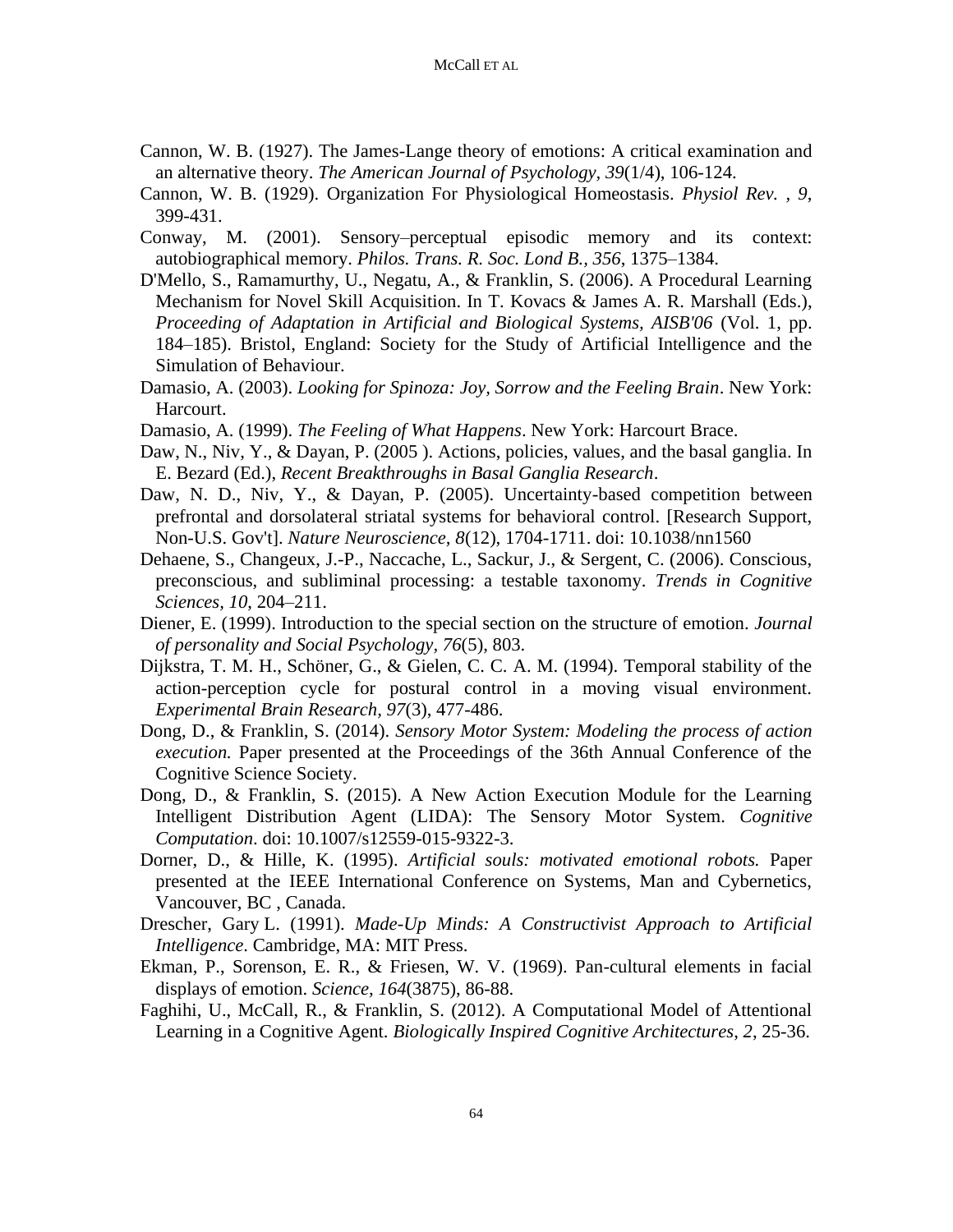Cannon, W. B. (1927). The James-Lange theory of emotions: A critical examination and an alternative theory. *The American Journal of Psychology, 39*(1/4), 106-124.

Cannon, W. B. (1929). Organization For Physiological Homeostasis. *Physiol Rev. , 9*, 399-431.

Conway, M. (2001). Sensory–perceptual episodic memory and its context: autobiographical memory. *Philos. Trans. R. Soc. Lond B., 356*, 1375–1384.

D'Mello, S., Ramamurthy, U., Negatu, A., & Franklin, S. (2006). A Procedural Learning Mechanism for Novel Skill Acquisition. In T. Kovacs & James A. R. Marshall (Eds.), *Proceeding of Adaptation in Artificial and Biological Systems, AISB'06* (Vol. 1, pp. 184–185). Bristol, England: Society for the Study of Artificial Intelligence and the Simulation of Behaviour.

Damasio, A. (2003). *Looking for Spinoza: Joy, Sorrow and the Feeling Brain*. New York: Harcourt.

Damasio, A. (1999). *The Feeling of What Happens*. New York: Harcourt Brace.

Daw, N., Niv, Y., & Dayan, P. (2005 ). Actions, policies, values, and the basal ganglia. In E. Bezard (Ed.), *Recent Breakthroughs in Basal Ganglia Research*.

Daw, N. D., Niv, Y., & Dayan, P. (2005). Uncertainty-based competition between prefrontal and dorsolateral striatal systems for behavioral control. [Research Support, Non-U.S. Gov't]. *Nature Neuroscience, 8*(12), 1704-1711. doi: 10.1038/nn1560

Dehaene, S., Changeux, J.-P., Naccache, L., Sackur, J., & Sergent, C. (2006). Conscious, preconscious, and subliminal processing: a testable taxonomy. *Trends in Cognitive Sciences, 10*, 204–211.

Diener, E. (1999). Introduction to the special section on the structure of emotion. *Journal of personality and Social Psychology, 76*(5), 803.

Dijkstra, T. M. H., Schöner, G., & Gielen, C. C. A. M. (1994). Temporal stability of the action-perception cycle for postural control in a moving visual environment. *Experimental Brain Research, 97*(3), 477-486.

Dong, D., & Franklin, S. (2014). *Sensory Motor System: Modeling the process of action execution.* Paper presented at the Proceedings of the 36th Annual Conference of the Cognitive Science Society.

Dong, D., & Franklin, S. (2015). A New Action Execution Module for the Learning Intelligent Distribution Agent (LIDA): The Sensory Motor System. *Cognitive Computation*. doi: 10.1007/s12559-015-9322-3.

Dorner, D., & Hille, K. (1995). *Artificial souls: motivated emotional robots.* Paper presented at the IEEE International Conference on Systems, Man and Cybernetics, Vancouver, BC , Canada.

Drescher, Gary L. (1991). *Made-Up Minds: A Constructivist Approach to Artificial Intelligence*. Cambridge, MA: MIT Press.

Ekman, P., Sorenson, E. R., & Friesen, W. V. (1969). Pan-cultural elements in facial displays of emotion. *Science, 164*(3875), 86-88.

Faghihi, U., McCall, R., & Franklin, S. (2012). A Computational Model of Attentional Learning in a Cognitive Agent. *Biologically Inspired Cognitive Architectures, 2*, 25-36.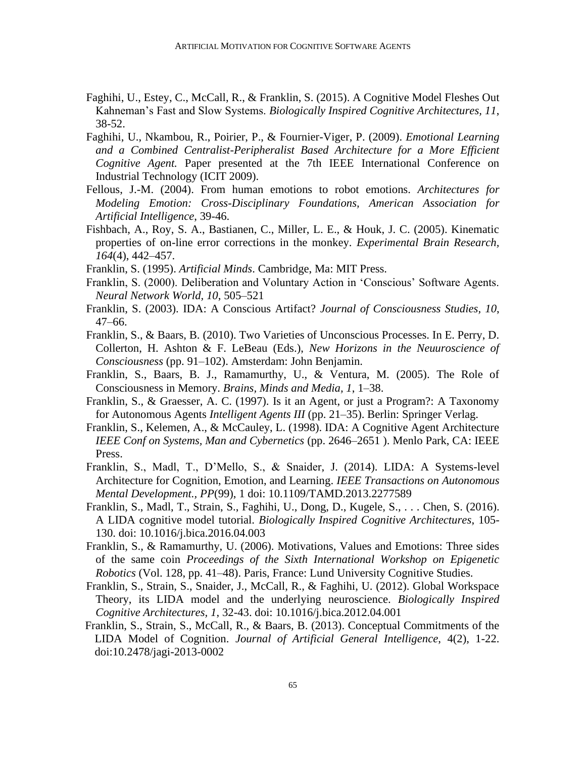Faghihi, U., Estey, C., McCall, R., & Franklin, S. (2015). A Cognitive Model Fleshes Out Kahneman's Fast and Slow Systems. *Biologically Inspired Cognitive Architectures, 11*, 38-52.

Faghihi, U., Nkambou, R., Poirier, P., & Fournier-Viger, P. (2009). *Emotional Learning and a Combined Centralist-Peripheralist Based Architecture for a More Efficient Cognitive Agent.* Paper presented at the 7th IEEE International Conference on Industrial Technology (ICIT 2009).

Fellous, J.-M. (2004). From human emotions to robot emotions. *Architectures for Modeling Emotion: Cross-Disciplinary Foundations, American Association for Artificial Intelligence*, 39-46.

Fishbach, A., Roy, S. A., Bastianen, C., Miller, L. E., & Houk, J. C. (2005). Kinematic properties of on-line error corrections in the monkey. *Experimental Brain Research, 164*(4), 442–457.

Franklin, S. (1995). *Artificial Minds*. Cambridge, Ma: MIT Press.

Franklin, S. (2000). Deliberation and Voluntary Action in 'Conscious' Software Agents. *Neural Network World, 10*, 505–521

Franklin, S. (2003). IDA: A Conscious Artifact? *Journal of Consciousness Studies*, *10*, 47–66.

Franklin, S., & Baars, B. (2010). Two Varieties of Unconscious Processes. In E. Perry, D. Collerton, H. Ashton & F. LeBeau (Eds.), *New Horizons in the Neuuroscience of Consciousness* (pp. 91–102). Amsterdam: John Benjamin.

Franklin, S., Baars, B. J., Ramamurthy, U., & Ventura, M. (2005). The Role of Consciousness in Memory. *Brains, Minds and Media, 1*, 1–38.

Franklin, S., & Graesser, A. C. (1997). Is it an Agent, or just a Program?: A Taxonomy for Autonomous Agents *Intelligent Agents III* (pp. 21–35). Berlin: Springer Verlag.

Franklin, S., Kelemen, A., & McCauley, L. (1998). IDA: A Cognitive Agent Architecture *IEEE Conf on Systems, Man and Cybernetics* (pp. 2646–2651 ). Menlo Park, CA: IEEE Press.

Franklin, S., Madl, T., D'Mello, S., & Snaider, J. (2014). LIDA: A Systems-level Architecture for Cognition, Emotion, and Learning. *IEEE Transactions on Autonomous Mental Development., PP*(99), 1 doi: 10.1109/TAMD.2013.2277589

Franklin, S., Madl, T., Strain, S., Faghihi, U., Dong, D., Kugele, S., . . . Chen, S. (2016). A LIDA cognitive model tutorial. *Biologically Inspired Cognitive Architectures*, 105-130. doi: 10.1016/j.bica.2016.04.003

Franklin, S., & Ramamurthy, U. (2006). Motivations, Values and Emotions: Three sides of the same coin *Proceedings of the Sixth International Workshop on Epigenetic Robotics* (Vol. 128, pp. 41–48). Paris, France: Lund University Cognitive Studies.

Franklin, S., Strain, S., Snaider, J., McCall, R., & Faghihi, U. (2012). Global Workspace Theory, its LIDA model and the underlying neuroscience. *Biologically Inspired Cognitive Architectures, 1*, 32-43. doi: 10.1016/j.bica.2012.04.001

Franklin, S., Strain, S., McCall, R., & Baars, B. (2013). Conceptual Commitments of the LIDA Model of Cognition. *Journal of Artificial General Intelligence*, 4(2), 1-22. doi:10.2478/jagi-2013-0002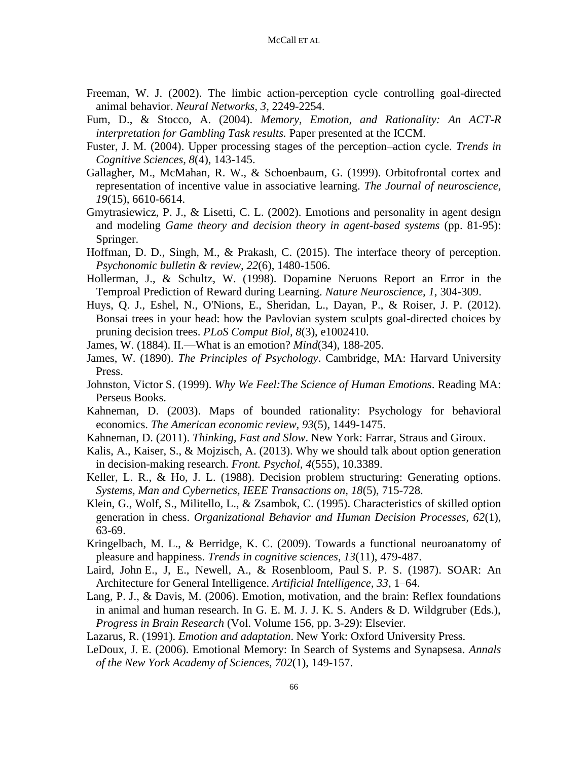Freeman, W. J. (2002). The limbic action-perception cycle controlling goal-directed animal behavior. *Neural Networks, 3*, 2249-2254.

Fum, D., & Stocco, A. (2004). *Memory, Emotion, and Rationality: An ACT-R interpretation for Gambling Task results.* Paper presented at the ICCM.

Fuster, J. M. (2004). Upper processing stages of the perception–action cycle. *Trends in Cognitive Sciences, 8*(4), 143-145.

Gallagher, M., McMahan, R. W., & Schoenbaum, G. (1999). Orbitofrontal cortex and representation of incentive value in associative learning. *The Journal of neuroscience, 19*(15), 6610-6614.

Gmytrasiewicz, P. J., & Lisetti, C. L. (2002). Emotions and personality in agent design and modeling *Game theory and decision theory in agent-based systems* (pp. 81-95): Springer.

Hoffman, D. D., Singh, M., & Prakash, C. (2015). The interface theory of perception. *Psychonomic bulletin & review, 22*(6), 1480-1506.

Hollerman, J., & Schultz, W. (1998). Dopamine Neruons Report an Error in the Temproal Prediction of Reward during Learning. *Nature Neuroscience, 1*, 304-309.

Huys, Q. J., Eshel, N., O'Nions, E., Sheridan, L., Dayan, P., & Roiser, J. P. (2012). Bonsai trees in your head: how the Pavlovian system sculpts goal-directed choices by pruning decision trees. *PLoS Comput Biol, 8*(3), e1002410.

James, W. (1884). II.—What is an emotion? *Mind*(34), 188-205.

James, W. (1890). *The Principles of Psychology*. Cambridge, MA: Harvard University Press.

Johnston, Victor S. (1999). *Why We Feel:The Science of Human Emotions*. Reading MA: Perseus Books.

Kahneman, D. (2003). Maps of bounded rationality: Psychology for behavioral economics. *The American economic review, 93*(5), 1449-1475.

Kahneman, D. (2011). *Thinking, Fast and Slow*. New York: Farrar, Straus and Giroux.

Kalis, A., Kaiser, S., & Mojzisch, A. (2013). Why we should talk about option generation in decision-making research. *Front. Psychol, 4*(555), 10.3389.

Keller, L. R., & Ho, J. L. (1988). Decision problem structuring: Generating options. *Systems, Man and Cybernetics, IEEE Transactions on, 18*(5), 715-728.

Klein, G., Wolf, S., Militello, L., & Zsambok, C. (1995). Characteristics of skilled option generation in chess. *Organizational Behavior and Human Decision Processes, 62*(1), 63-69.

Kringelbach, M. L., & Berridge, K. C. (2009). Towards a functional neuroanatomy of pleasure and happiness. *Trends in cognitive sciences, 13*(11), 479-487.

Laird, John E., J, E., Newell, A., & Rosenbloom, Paul S. P. S. (1987). SOAR: An Architecture for General Intelligence. *Artificial Intelligence, 33*, 1–64.

Lang, P. J., & Davis, M. (2006). Emotion, motivation, and the brain: Reflex foundations in animal and human research. In G. E. M. J. J. K. S. Anders & D. Wildgruber (Eds.), *Progress in Brain Research* (Vol. Volume 156, pp. 3-29): Elsevier.

Lazarus, R. (1991). *Emotion and adaptation*. New York: Oxford University Press.

LeDoux, J. E. (2006). Emotional Memory: In Search of Systems and Synapsesa. *Annals of the New York Academy of Sciences, 702*(1), 149-157.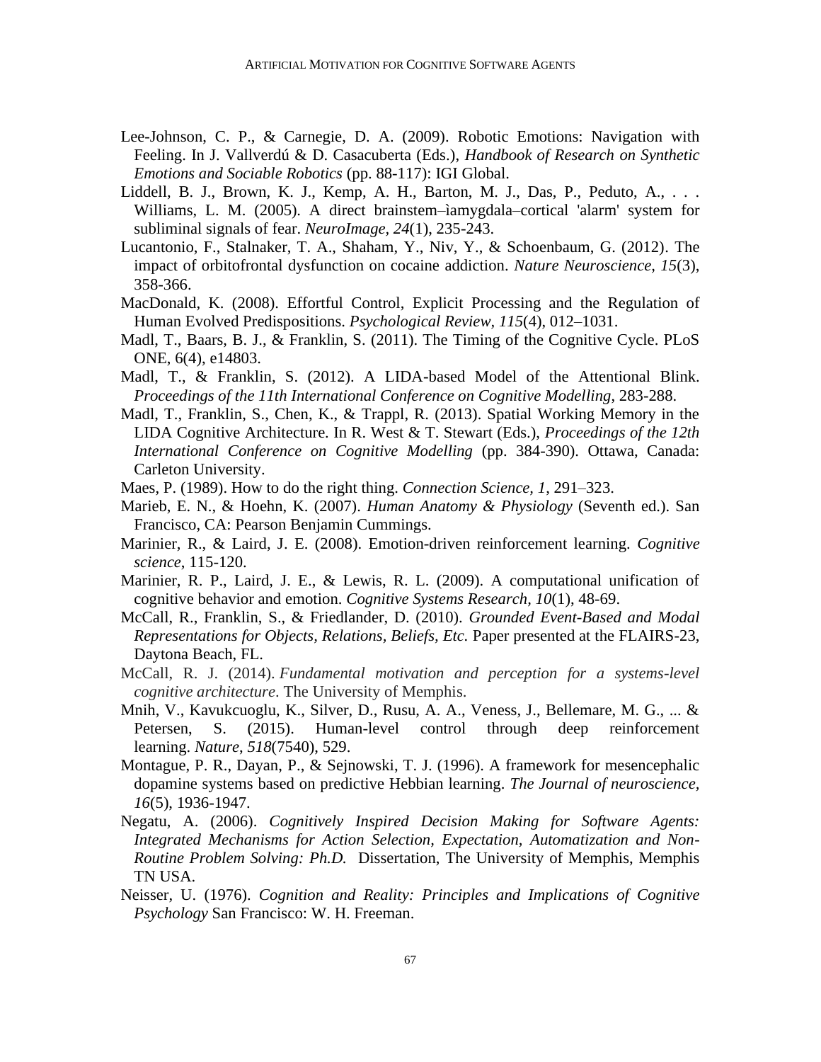Lee-Johnson, C. P., & Carnegie, D. A. (2009). Robotic Emotions: Navigation with Feeling. In J. Vallverdú & D. Casacuberta (Eds.), *Handbook of Research on Synthetic Emotions and Sociable Robotics* (pp. 88-117): IGI Global.

Liddell, B. J., Brown, K. J., Kemp, A. H., Barton, M. J., Das, P., Peduto, A., . . . Williams, L. M. (2005). A direct brainstem–ìamygdala–cortical 'alarm' system for subliminal signals of fear. *NeuroImage, 24*(1), 235-243.

Lucantonio, F., Stalnaker, T. A., Shaham, Y., Niv, Y., & Schoenbaum, G. (2012). The impact of orbitofrontal dysfunction on cocaine addiction. *Nature Neuroscience, 15*(3), 358-366.

MacDonald, K. (2008). Effortful Control, Explicit Processing and the Regulation of Human Evolved Predispositions. *Psychological Review, 115*(4), 012–1031.

Madl, T., Baars, B. J., & Franklin, S. (2011). The Timing of the Cognitive Cycle. PLoS ONE, 6(4), e14803.

Madl, T., & Franklin, S. (2012). A LIDA-based Model of the Attentional Blink. *Proceedings of the 11th International Conference on Cognitive Modelling*, 283-288.

Madl, T., Franklin, S., Chen, K., & Trappl, R. (2013). Spatial Working Memory in the LIDA Cognitive Architecture. In R. West & T. Stewart (Eds.), *Proceedings of the 12th International Conference on Cognitive Modelling* (pp. 384-390). Ottawa, Canada: Carleton University.

Maes, P. (1989). How to do the right thing. *Connection Science, 1*, 291–323.

Marieb, E. N., & Hoehn, K. (2007). *Human Anatomy & Physiology* (Seventh ed.). San Francisco, CA: Pearson Benjamin Cummings.

Marinier, R., & Laird, J. E. (2008). Emotion-driven reinforcement learning. *Cognitive science*, 115-120.

Marinier, R. P., Laird, J. E., & Lewis, R. L. (2009). A computational unification of cognitive behavior and emotion. *Cognitive Systems Research, 10*(1), 48-69.

McCall, R., Franklin, S., & Friedlander, D. (2010). *Grounded Event-Based and Modal Representations for Objects, Relations, Beliefs, Etc.* Paper presented at the FLAIRS-23, Daytona Beach, FL.

McCall, R. J. (2014). *Fundamental motivation and perception for a systems-level cognitive architecture*. The University of Memphis.

Mnih, V., Kavukcuoglu, K., Silver, D., Rusu, A. A., Veness, J., Bellemare, M. G., ... & Petersen, S. (2015). Human-level control through deep reinforcement learning. *Nature*, *518*(7540), 529.

Montague, P. R., Dayan, P., & Sejnowski, T. J. (1996). A framework for mesencephalic dopamine systems based on predictive Hebbian learning. *The Journal of neuroscience, 16*(5), 1936-1947.

Negatu, A. (2006). *Cognitively Inspired Decision Making for Software Agents: Integrated Mechanisms for Action Selection, Expectation, Automatization and Non-Routine Problem Solving: Ph.D.* Dissertation, The University of Memphis, Memphis TN USA.

Neisser, U. (1976). *Cognition and Reality: Principles and Implications of Cognitive Psychology* San Francisco: W. H. Freeman.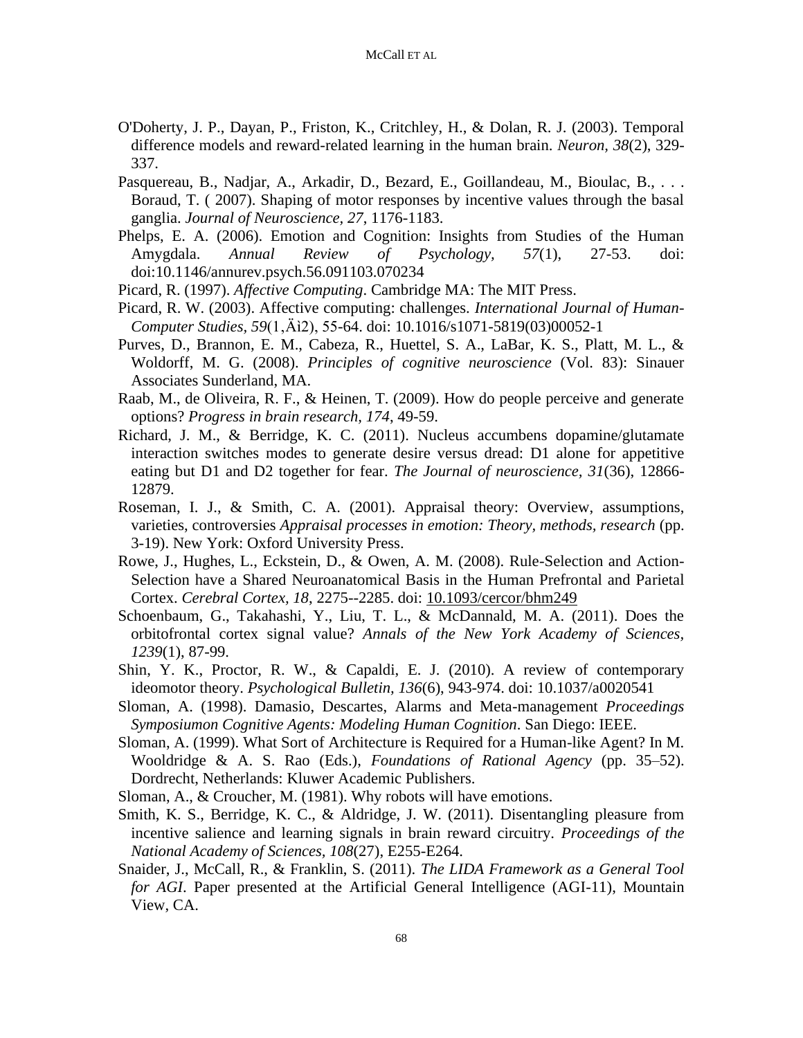O'Doherty, J. P., Dayan, P., Friston, K., Critchley, H., & Dolan, R. J. (2003). Temporal difference models and reward-related learning in the human brain. *Neuron, 38*(2), 329-337.

Pasquereau, B., Nadjar, A., Arkadir, D., Bezard, E., Goillandeau, M., Bioulac, B., . . . Boraud, T. ( 2007). Shaping of motor responses by incentive values through the basal ganglia. *Journal of Neuroscience, 27*, 1176-1183.

Phelps, E. A. (2006). Emotion and Cognition: Insights from Studies of the Human Amygdala. *Annual Review of Psychology, 57*(1), 27-53. doi: doi:10.1146/annurev.psych.56.091103.070234

Picard, R. (1997). *Affective Computing*. Cambridge MA: The MIT Press.

Picard, R. W. (2003). Affective computing: challenges. *International Journal of Human-Computer Studies, 59*(1‚Äì2), 55-64. doi: 10.1016/s1071-5819(03)00052-1

Purves, D., Brannon, E. M., Cabeza, R., Huettel, S. A., LaBar, K. S., Platt, M. L., & Woldorff, M. G. (2008). *Principles of cognitive neuroscience* (Vol. 83): Sinauer Associates Sunderland, MA.

Raab, M., de Oliveira, R. F., & Heinen, T. (2009). How do people perceive and generate options? *Progress in brain research, 174*, 49-59.

Richard, J. M., & Berridge, K. C. (2011). Nucleus accumbens dopamine/glutamate interaction switches modes to generate desire versus dread: D1 alone for appetitive eating but D1 and D2 together for fear. *The Journal of neuroscience, 31*(36), 12866-12879.

Roseman, I. J., & Smith, C. A. (2001). Appraisal theory: Overview, assumptions, varieties, controversies *Appraisal processes in emotion: Theory, methods, research* (pp. 3-19). New York: Oxford University Press.

Rowe, J., Hughes, L., Eckstein, D., & Owen, A. M. (2008). Rule-Selection and Action-Selection have a Shared Neuroanatomical Basis in the Human Prefrontal and Parietal Cortex. *Cerebral Cortex, 18*, 2275--2285. doi: 10.1093/cercor/bhm249

Schoenbaum, G., Takahashi, Y., Liu, T. L., & McDannald, M. A. (2011). Does the orbitofrontal cortex signal value? *Annals of the New York Academy of Sciences, 1239*(1), 87-99.

Shin, Y. K., Proctor, R. W., & Capaldi, E. J. (2010). A review of contemporary ideomotor theory. *Psychological Bulletin, 136*(6), 943-974. doi: 10.1037/a0020541

Sloman, A. (1998). Damasio, Descartes, Alarms and Meta-management *Proceedings Symposiumon Cognitive Agents: Modeling Human Cognition*. San Diego: IEEE.

Sloman, A. (1999). What Sort of Architecture is Required for a Human-like Agent? In M. Wooldridge & A. S. Rao (Eds.), *Foundations of Rational Agency* (pp. 35–52). Dordrecht, Netherlands: Kluwer Academic Publishers.

Sloman, A., & Croucher, M. (1981). Why robots will have emotions.

Smith, K. S., Berridge, K. C., & Aldridge, J. W. (2011). Disentangling pleasure from incentive salience and learning signals in brain reward circuitry. *Proceedings of the National Academy of Sciences, 108*(27), E255-E264.

Snaider, J., McCall, R., & Franklin, S. (2011). *The LIDA Framework as a General Tool for AGI*. Paper presented at the Artificial General Intelligence (AGI-11), Mountain View, CA.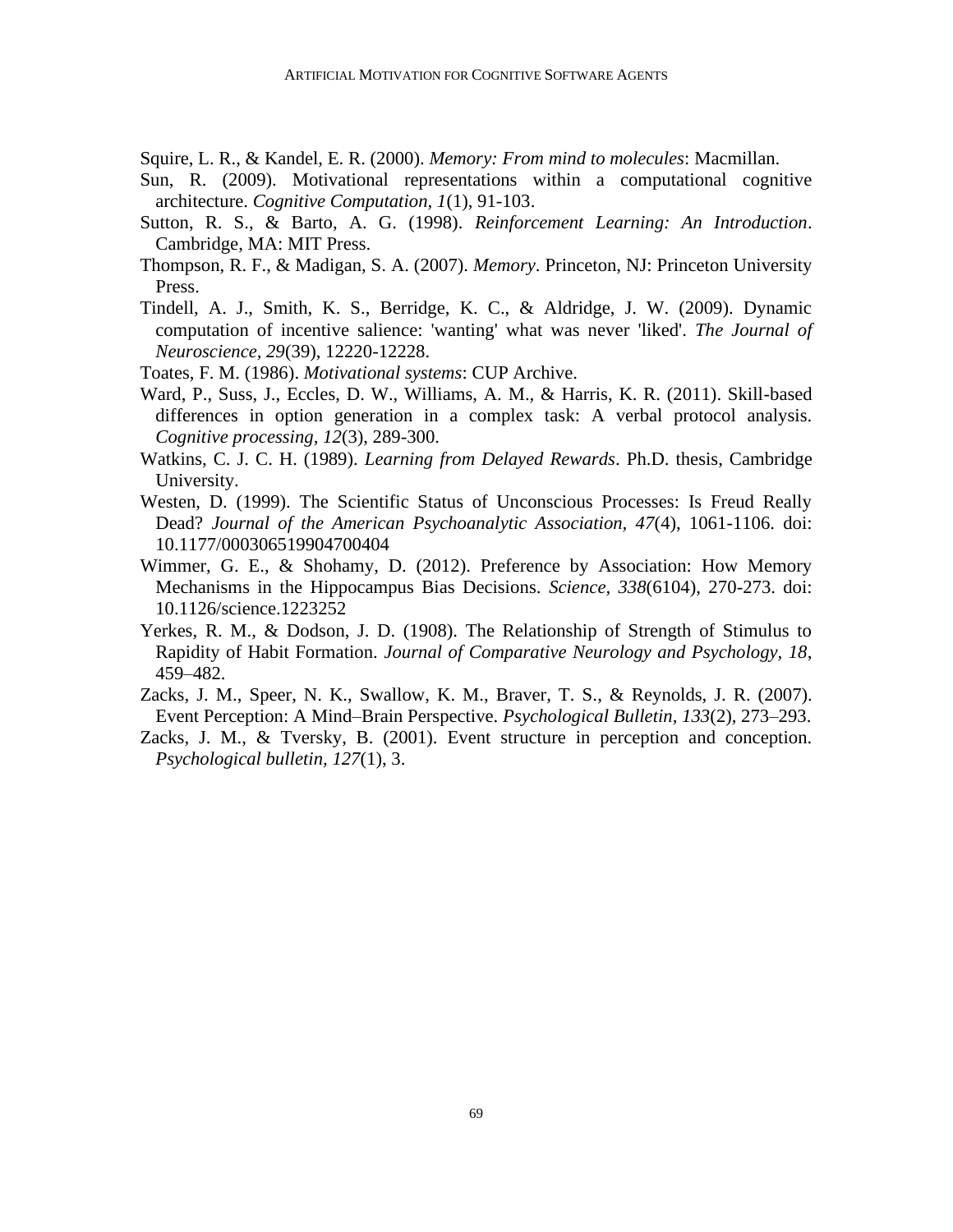Squire, L. R., & Kandel, E. R. (2000). *Memory: From mind to molecules*: Macmillan.

Sun, R. (2009). Motivational representations within a computational cognitive architecture. *Cognitive Computation, 1*(1), 91-103.

Sutton, R. S., & Barto, A. G. (1998). *Reinforcement Learning: An Introduction*. Cambridge, MA: MIT Press.

Thompson, R. F., & Madigan, S. A. (2007). *Memory*. Princeton, NJ: Princeton University Press.

Tindell, A. J., Smith, K. S., Berridge, K. C., & Aldridge, J. W. (2009). Dynamic computation of incentive salience: 'wanting' what was never 'liked'. *The Journal of Neuroscience, 29*(39), 12220-12228.

Toates, F. M. (1986). *Motivational systems*: CUP Archive.

Ward, P., Suss, J., Eccles, D. W., Williams, A. M., & Harris, K. R. (2011). Skill-based differences in option generation in a complex task: A verbal protocol analysis. *Cognitive processing, 12*(3), 289-300.

Watkins, C. J. C. H. (1989). *Learning from Delayed Rewards*. Ph.D. thesis, Cambridge University.

Westen, D. (1999). The Scientific Status of Unconscious Processes: Is Freud Really Dead? *Journal of the American Psychoanalytic Association, 47*(4), 1061-1106. doi: 10.1177/000306519904700404

Wimmer, G. E., & Shohamy, D. (2012). Preference by Association: How Memory Mechanisms in the Hippocampus Bias Decisions. *Science, 338*(6104), 270-273. doi: 10.1126/science.1223252

Yerkes, R. M., & Dodson, J. D. (1908). The Relationship of Strength of Stimulus to Rapidity of Habit Formation. *Journal of Comparative Neurology and Psychology, 18*, 459–482.

Zacks, J. M., Speer, N. K., Swallow, K. M., Braver, T. S., & Reynolds, J. R. (2007). Event Perception: A Mind–Brain Perspective. *Psychological Bulletin, 133*(2), 273–293.

Zacks, J. M., & Tversky, B. (2001). Event structure in perception and conception. *Psychological bulletin, 127*(1), 3.